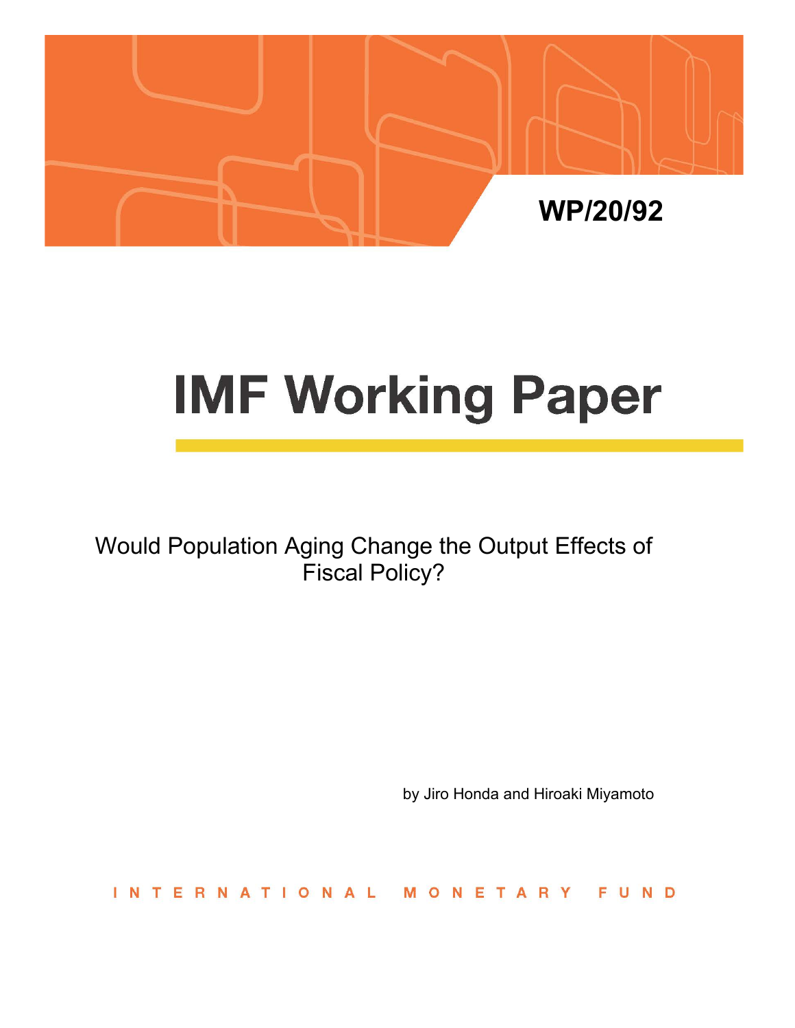WP/20/92

# IMF Working Paper

Would Population Aging Change the Output Effects of Fiscal Policy?

by Jiro Honda and Hiroaki Miyamoto

INTERNATIONAL MONETARY FUND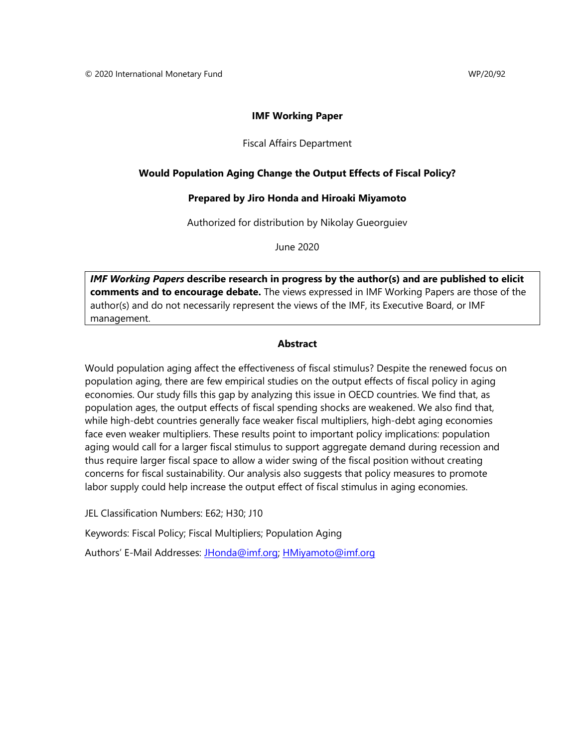© 2020 International Monetary Fund WP/20/92

**IMF Working Paper**

Fiscal Affairs Department

**Would Population Aging Change the Output Effects of Fiscal Policy?**

**Prepared by Jiro Honda and Hiroaki Miyamoto**

Authorized for distribution by Nikolay Gueorguiev

June 2020

***IMF Working Papers* describe research in progress by the author(s) and are published to elicit comments and to encourage debate.** The views expressed in IMF Working Papers are those of the author(s) and do not necessarily represent the views of the IMF, its Executive Board, or IMF management.

**Abstract**

Would population aging affect the effectiveness of fiscal stimulus? Despite the renewed focus on population aging, there are few empirical studies on the output effects of fiscal policy in aging economies. Our study fills this gap by analyzing this issue in OECD countries. We find that, as population ages, the output effects of fiscal spending shocks are weakened. We also find that, while high-debt countries generally face weaker fiscal multipliers, high-debt aging economies face even weaker multipliers. These results point to important policy implications: population aging would call for a larger fiscal stimulus to support aggregate demand during recession and thus require larger fiscal space to allow a wider swing of the fiscal position without creating concerns for fiscal sustainability. Our analysis also suggests that policy measures to promote labor supply could help increase the output effect of fiscal stimulus in aging economies.

JEL Classification Numbers: E62; H30; J10

Keywords: Fiscal Policy; Fiscal Multipliers; Population Aging

Authors' E-Mail Addresses: JHonda@imf.org; HMiyamoto@imf.org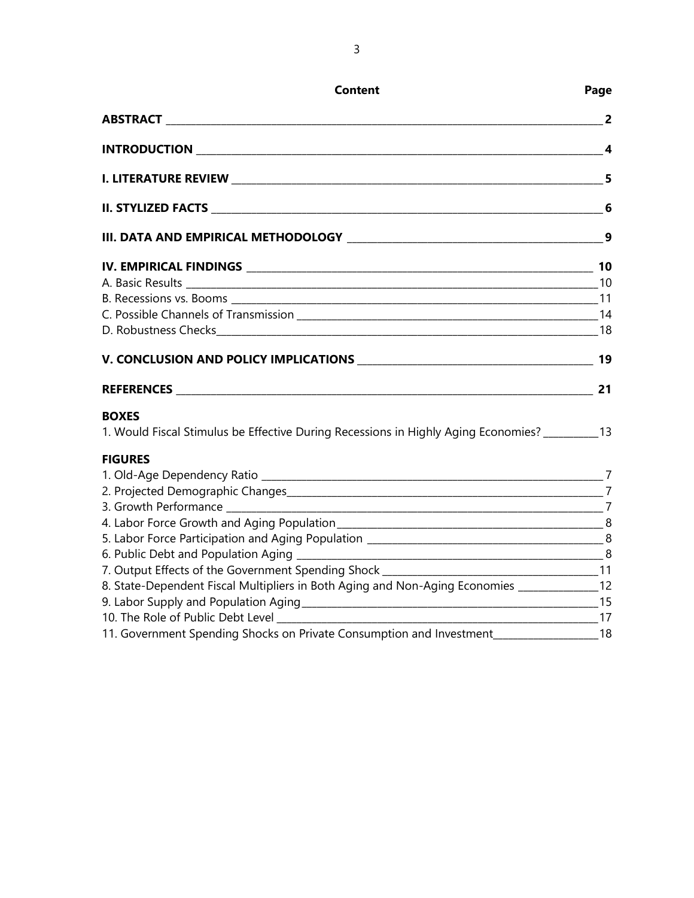| Content | Page |
|---|---|
| **ABSTRACT** | **2** |
| **INTRODUCTION** | **4** |
| **I. LITERATURE REVIEW** | **5** |
| **II. STYLIZED FACTS** | **6** |
| **III. DATA AND EMPIRICAL METHODOLOGY** | **9** |
| **IV. EMPIRICAL FINDINGS** | **10** |
| A. Basic Results | 10 |
| B. Recessions vs. Booms | 11 |
| C. Possible Channels of Transmission | 14 |
| D. Robustness Checks | 18 |
| **V. CONCLUSION AND POLICY IMPLICATIONS** | **19** |
| **REFERENCES** | **21** |
| **BOXES** | |
| 1. Would Fiscal Stimulus be Effective During Recessions in Highly Aging Economies? | 13 |
| **FIGURES** | |
| 1. Old-Age Dependency Ratio | 7 |
| 2. Projected Demographic Changes | 7 |
| 3. Growth Performance | 7 |
| 4. Labor Force Growth and Aging Population | 8 |
| 5. Labor Force Participation and Aging Population | 8 |
| 6. Public Debt and Population Aging | 8 |
| 7. Output Effects of the Government Spending Shock | 11 |
| 8. State-Dependent Fiscal Multipliers in Both Aging and Non-Aging Economies | 12 |
| 9. Labor Supply and Population Aging | 15 |
| 10. The Role of Public Debt Level | 17 |
| 11. Government Spending Shocks on Private Consumption and Investment | 18 |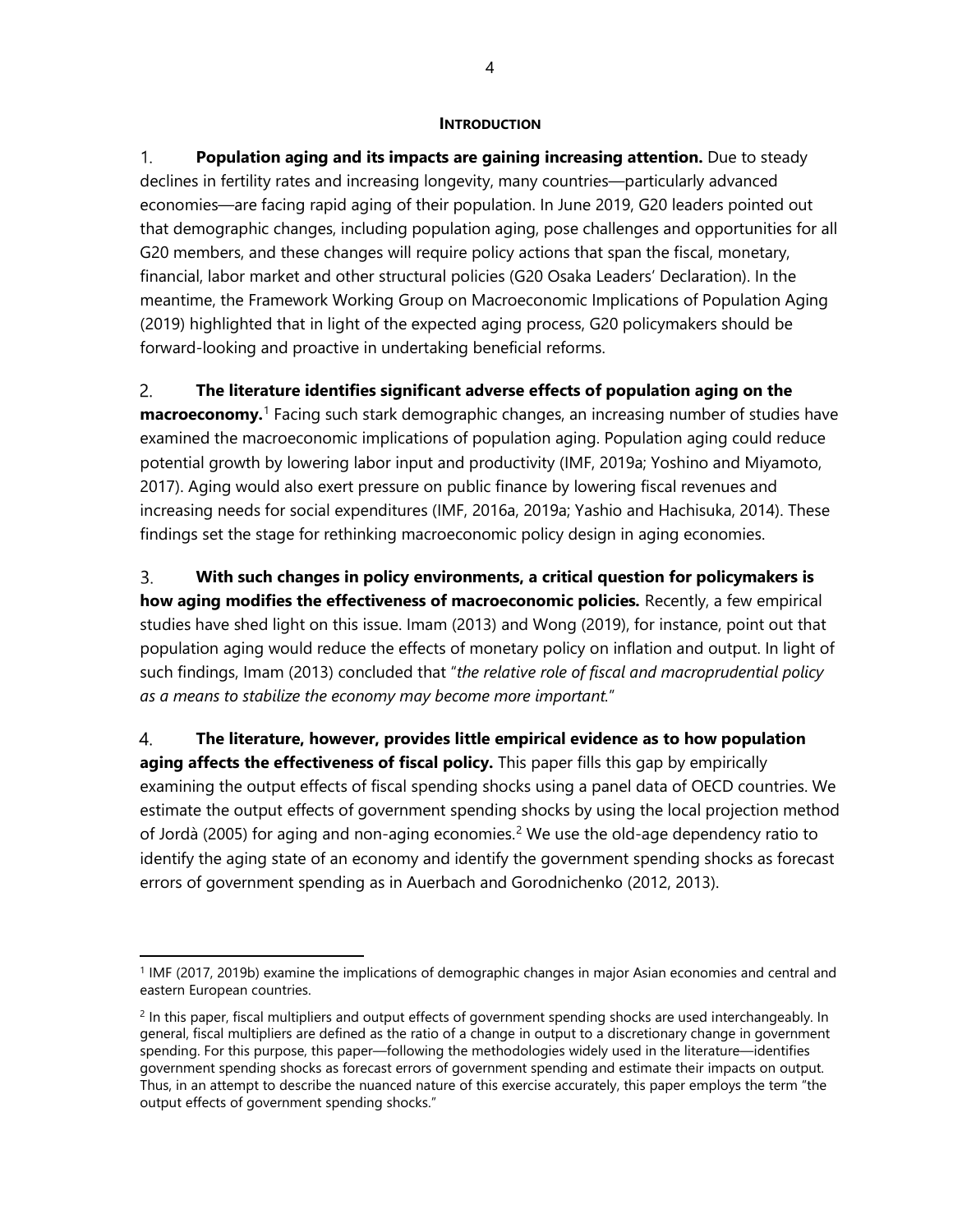## INTRODUCTION

1. **Population aging and its impacts are gaining increasing attention.** Due to steady declines in fertility rates and increasing longevity, many countries—particularly advanced economies—are facing rapid aging of their population. In June 2019, G20 leaders pointed out that demographic changes, including population aging, pose challenges and opportunities for all G20 members, and these changes will require policy actions that span the fiscal, monetary, financial, labor market and other structural policies (G20 Osaka Leaders' Declaration). In the meantime, the Framework Working Group on Macroeconomic Implications of Population Aging (2019) highlighted that in light of the expected aging process, G20 policymakers should be forward-looking and proactive in undertaking beneficial reforms.

2. **The literature identifies significant adverse effects of population aging on the macroeconomy.**[1] Facing such stark demographic changes, an increasing number of studies have examined the macroeconomic implications of population aging. Population aging could reduce potential growth by lowering labor input and productivity (IMF, 2019a; Yoshino and Miyamoto, 2017). Aging would also exert pressure on public finance by lowering fiscal revenues and increasing needs for social expenditures (IMF, 2016a, 2019a; Yashio and Hachisuka, 2014). These findings set the stage for rethinking macroeconomic policy design in aging economies.

3. **With such changes in policy environments, a critical question for policymakers is how aging modifies the effectiveness of macroeconomic policies.** Recently, a few empirical studies have shed light on this issue. Imam (2013) and Wong (2019), for instance, point out that population aging would reduce the effects of monetary policy on inflation and output. In light of such findings, Imam (2013) concluded that "*the relative role of fiscal and macroprudential policy as a means to stabilize the economy may become more important.*"

4. **The literature, however, provides little empirical evidence as to how population aging affects the effectiveness of fiscal policy.** This paper fills this gap by empirically examining the output effects of fiscal spending shocks using a panel data of OECD countries. We estimate the output effects of government spending shocks by using the local projection method of Jordà (2005) for aging and non-aging economies.[2] We use the old-age dependency ratio to identify the aging state of an economy and identify the government spending shocks as forecast errors of government spending as in Auerbach and Gorodnichenko (2012, 2013).

---

[1] IMF (2017, 2019b) examine the implications of demographic changes in major Asian economies and central and eastern European countries.

[2] In this paper, fiscal multipliers and output effects of government spending shocks are used interchangeably. In general, fiscal multipliers are defined as the ratio of a change in output to a discretionary change in government spending. For this purpose, this paper—following the methodologies widely used in the literature—identifies government spending shocks as forecast errors of government spending and estimate their impacts on output. Thus, in an attempt to describe the nuanced nature of this exercise accurately, this paper employs the term "the output effects of government spending shocks."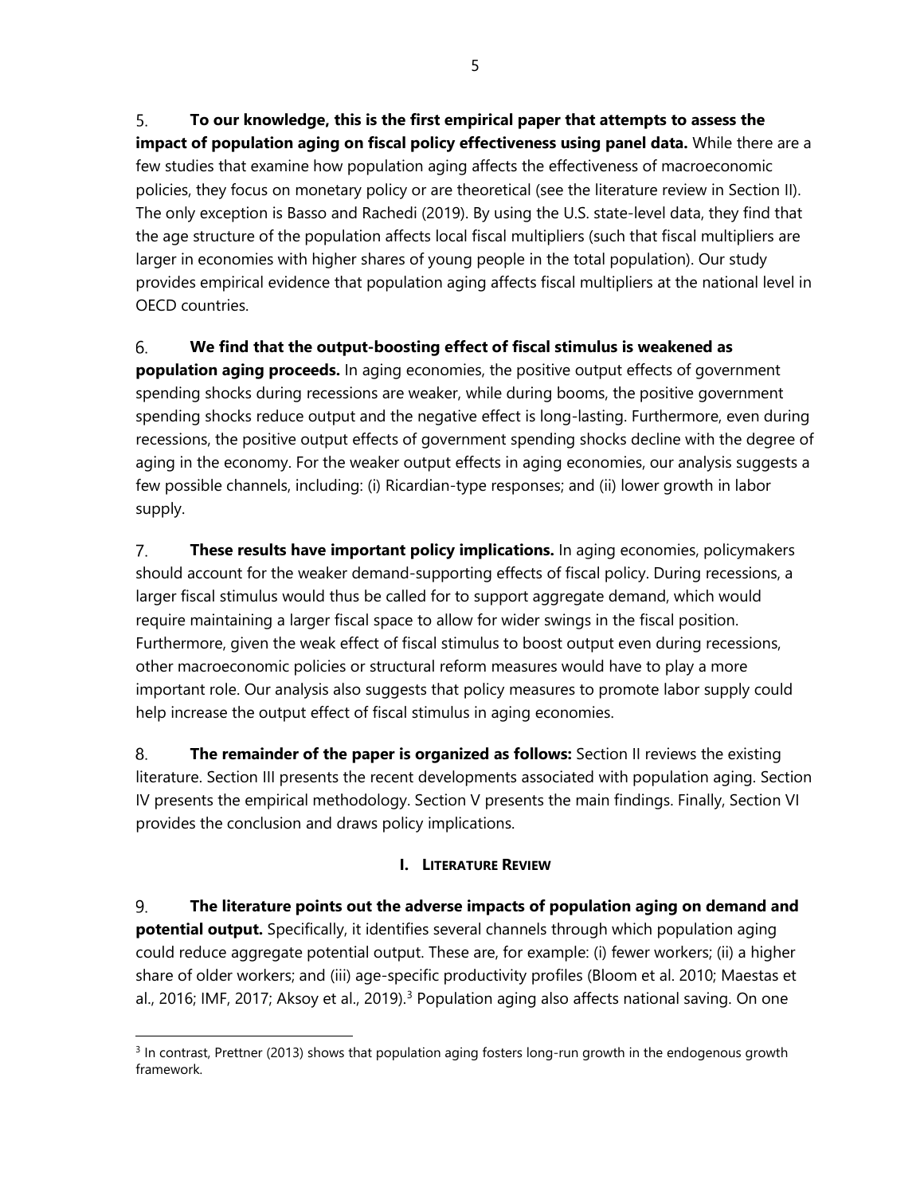5. **To our knowledge, this is the first empirical paper that attempts to assess the impact of population aging on fiscal policy effectiveness using panel data.** While there are a few studies that examine how population aging affects the effectiveness of macroeconomic policies, they focus on monetary policy or are theoretical (see the literature review in Section II). The only exception is Basso and Rachedi (2019). By using the U.S. state-level data, they find that the age structure of the population affects local fiscal multipliers (such that fiscal multipliers are larger in economies with higher shares of young people in the total population). Our study provides empirical evidence that population aging affects fiscal multipliers at the national level in OECD countries.

6. **We find that the output-boosting effect of fiscal stimulus is weakened as population aging proceeds.** In aging economies, the positive output effects of government spending shocks during recessions are weaker, while during booms, the positive government spending shocks reduce output and the negative effect is long-lasting. Furthermore, even during recessions, the positive output effects of government spending shocks decline with the degree of aging in the economy. For the weaker output effects in aging economies, our analysis suggests a few possible channels, including: (i) Ricardian-type responses; and (ii) lower growth in labor supply.

7. **These results have important policy implications.** In aging economies, policymakers should account for the weaker demand-supporting effects of fiscal policy. During recessions, a larger fiscal stimulus would thus be called for to support aggregate demand, which would require maintaining a larger fiscal space to allow for wider swings in the fiscal position. Furthermore, given the weak effect of fiscal stimulus to boost output even during recessions, other macroeconomic policies or structural reform measures would have to play a more important role. Our analysis also suggests that policy measures to promote labor supply could help increase the output effect of fiscal stimulus in aging economies.

8. **The remainder of the paper is organized as follows:** Section II reviews the existing literature. Section III presents the recent developments associated with population aging. Section IV presents the empirical methodology. Section V presents the main findings. Finally, Section VI provides the conclusion and draws policy implications.

## I. LITERATURE REVIEW

9. **The literature points out the adverse impacts of population aging on demand and potential output.** Specifically, it identifies several channels through which population aging could reduce aggregate potential output. These are, for example: (i) fewer workers; (ii) a higher share of older workers; and (iii) age-specific productivity profiles (Bloom et al. 2010; Maestas et al., 2016; IMF, 2017; Aksoy et al., 2019).[3] Population aging also affects national saving. On one

[3] In contrast, Prettner (2013) shows that population aging fosters long-run growth in the endogenous growth framework.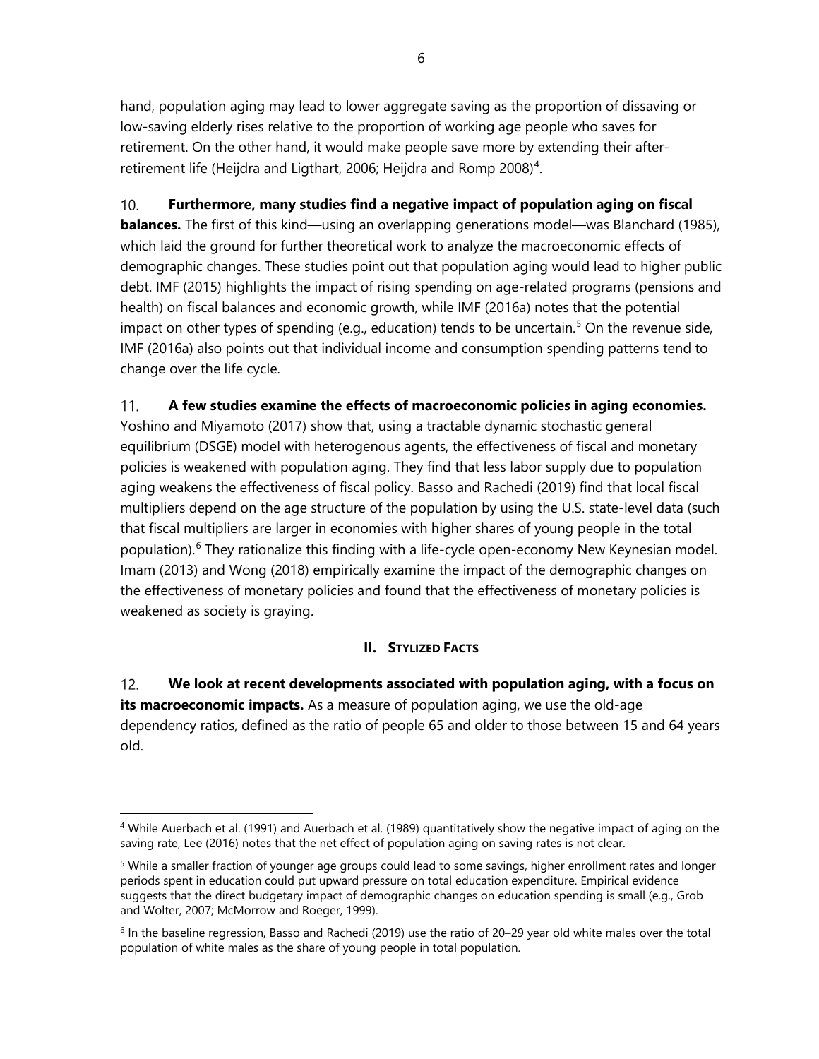hand, population aging may lead to lower aggregate saving as the proportion of dissaving or low-saving elderly rises relative to the proportion of working age people who saves for retirement. On the other hand, it would make people save more by extending their after-retirement life (Heijdra and Ligthart, 2006; Heijdra and Romp 2008)[4].

10. **Furthermore, many studies find a negative impact of population aging on fiscal balances.** The first of this kind—using an overlapping generations model—was Blanchard (1985), which laid the ground for further theoretical work to analyze the macroeconomic effects of demographic changes. These studies point out that population aging would lead to higher public debt. IMF (2015) highlights the impact of rising spending on age-related programs (pensions and health) on fiscal balances and economic growth, while IMF (2016a) notes that the potential impact on other types of spending (e.g., education) tends to be uncertain.[5] On the revenue side, IMF (2016a) also points out that individual income and consumption spending patterns tend to change over the life cycle.

11. **A few studies examine the effects of macroeconomic policies in aging economies.** Yoshino and Miyamoto (2017) show that, using a tractable dynamic stochastic general equilibrium (DSGE) model with heterogenous agents, the effectiveness of fiscal and monetary policies is weakened with population aging. They find that less labor supply due to population aging weakens the effectiveness of fiscal policy. Basso and Rachedi (2019) find that local fiscal multipliers depend on the age structure of the population by using the U.S. state-level data (such that fiscal multipliers are larger in economies with higher shares of young people in the total population).[6] They rationalize this finding with a life-cycle open-economy New Keynesian model. Imam (2013) and Wong (2018) empirically examine the impact of the demographic changes on the effectiveness of monetary policies and found that the effectiveness of monetary policies is weakened as society is graying.

## II. STYLIZED FACTS

12. **We look at recent developments associated with population aging, with a focus on its macroeconomic impacts.** As a measure of population aging, we use the old-age dependency ratios, defined as the ratio of people 65 and older to those between 15 and 64 years old.

---

[4] While Auerbach et al. (1991) and Auerbach et al. (1989) quantitatively show the negative impact of aging on the saving rate, Lee (2016) notes that the net effect of population aging on saving rates is not clear.

[5] While a smaller fraction of younger age groups could lead to some savings, higher enrollment rates and longer periods spent in education could put upward pressure on total education expenditure. Empirical evidence suggests that the direct budgetary impact of demographic changes on education spending is small (e.g., Grob and Wolter, 2007; McMorrow and Roeger, 1999).

[6] In the baseline regression, Basso and Rachedi (2019) use the ratio of 20–29 year old white males over the total population of white males as the share of young people in total population.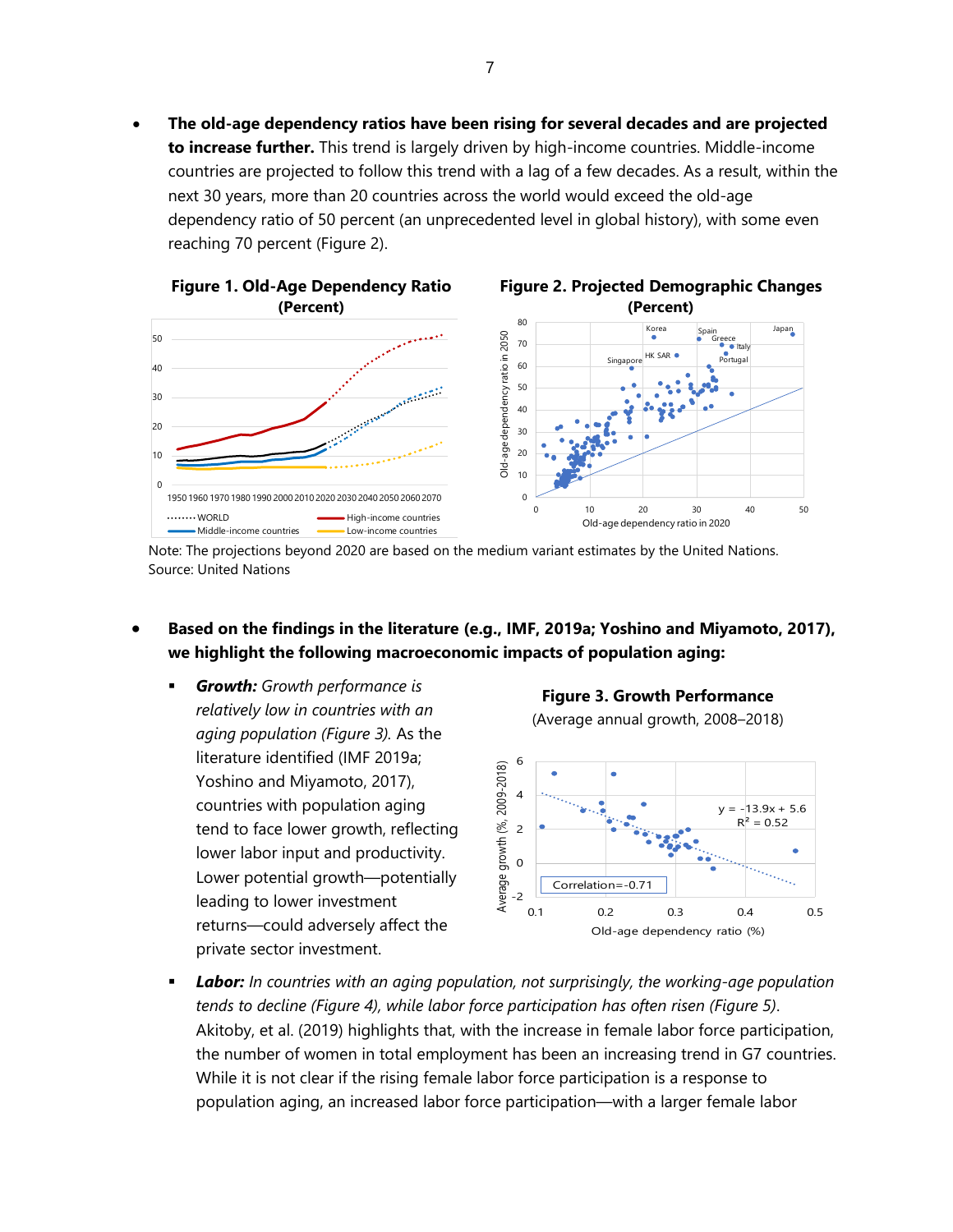- **The old-age dependency ratios have been rising for several decades and are projected to increase further.** This trend is largely driven by high-income countries. Middle-income countries are projected to follow this trend with a lag of a few decades. As a result, within the next 30 years, more than 20 countries across the world would exceed the old-age dependency ratio of 50 percent (an unprecedented level in global history), with some even reaching 70 percent (Figure 2).

**Figure 1. Old-Age Dependency Ratio (Percent)**

**Figure 2. Projected Demographic Changes (Percent)**

Note: The projections beyond 2020 are based on the medium variant estimates by the United Nations.
Source: United Nations

- **Based on the findings in the literature (e.g., IMF, 2019a; Yoshino and Miyamoto, 2017), we highlight the following macroeconomic impacts of population aging:**
  - ***Growth:*** *Growth performance is relatively low in countries with an aging population (Figure 3).* As the literature identified (IMF 2019a; Yoshino and Miyamoto, 2017), countries with population aging tend to face lower growth, reflecting lower labor input and productivity. Lower potential growth—potentially leading to lower investment returns—could adversely affect the private sector investment.

**Figure 3. Growth Performance**
(Average annual growth, 2008–2018)

  - ***Labor:*** *In countries with an aging population, not surprisingly, the working-age population tends to decline (Figure 4), while labor force participation has often risen (Figure 5).* Akitoby, et al. (2019) highlights that, with the increase in female labor force participation, the number of women in total employment has been an increasing trend in G7 countries. While it is not clear if the rising female labor force participation is a response to population aging, an increased labor force participation—with a larger female labor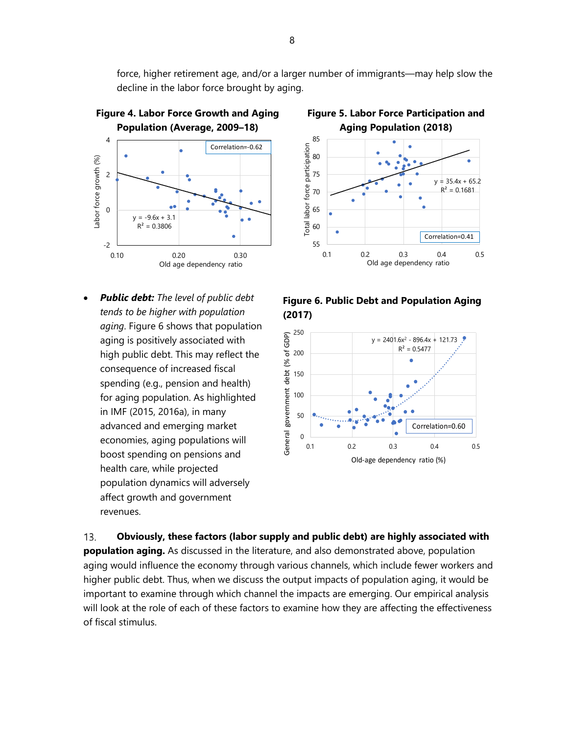force, higher retirement age, and/or a larger number of immigrants—may help slow the decline in the labor force brought by aging.

**Figure 4. Labor Force Growth and Aging Population (Average, 2009–18)**

**Figure 5. Labor Force Participation and Aging Population (2018)**

- ***Public debt:*** *The level of public debt tends to be higher with population aging*. Figure 6 shows that population aging is positively associated with high public debt. This may reflect the consequence of increased fiscal spending (e.g., pension and health) for aging population. As highlighted in IMF (2015, 2016a), in many advanced and emerging market economies, aging populations will boost spending on pensions and health care, while projected population dynamics will adversely affect growth and government revenues.

**Figure 6. Public Debt and Population Aging (2017)**

13. **Obviously, these factors (labor supply and public debt) are highly associated with population aging.** As discussed in the literature, and also demonstrated above, population aging would influence the economy through various channels, which include fewer workers and higher public debt. Thus, when we discuss the output impacts of population aging, it would be important to examine through which channel the impacts are emerging. Our empirical analysis will look at the role of each of these factors to examine how they are affecting the effectiveness of fiscal stimulus.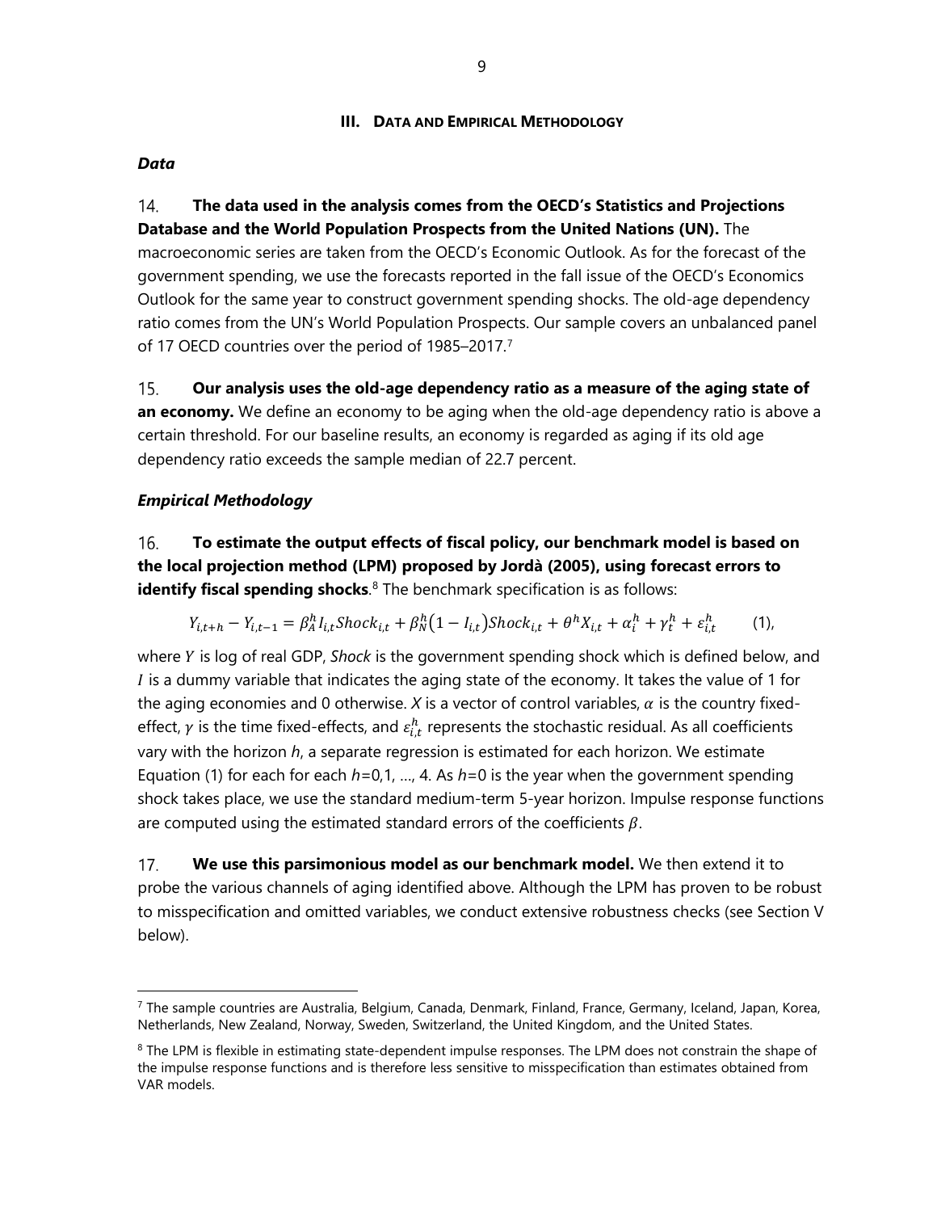## III. DATA AND EMPIRICAL METHODOLOGY

### *Data*

14. **The data used in the analysis comes from the OECD's Statistics and Projections Database and the World Population Prospects from the United Nations (UN).** The macroeconomic series are taken from the OECD's Economic Outlook. As for the forecast of the government spending, we use the forecasts reported in the fall issue of the OECD's Economics Outlook for the same year to construct government spending shocks. The old-age dependency ratio comes from the UN's World Population Prospects. Our sample covers an unbalanced panel of 17 OECD countries over the period of 1985–2017.[7]

15. **Our analysis uses the old-age dependency ratio as a measure of the aging state of an economy.** We define an economy to be aging when the old-age dependency ratio is above a certain threshold. For our baseline results, an economy is regarded as aging if its old age dependency ratio exceeds the sample median of 22.7 percent.

### *Empirical Methodology*

16. **To estimate the output effects of fiscal policy, our benchmark model is based on the local projection method (LPM) proposed by Jordà (2005), using forecast errors to identify fiscal spending shocks**.[8] The benchmark specification is as follows:

$$Y_{i,t+h} - Y_{i,t-1} = \beta_A^h I_{i,t} Shock_{i,t} + \beta_N^h (1 - I_{i,t}) Shock_{i,t} + \theta^h X_{i,t} + \alpha_i^h + \gamma_t^h + \varepsilon_{i,t}^h \qquad (1),$$

where $Y$ is log of real GDP, *Shock* is the government spending shock which is defined below, and $I$ is a dummy variable that indicates the aging state of the economy. It takes the value of 1 for the aging economies and 0 otherwise. $X$ is a vector of control variables, $\alpha$ is the country fixed-effect, $\gamma$ is the time fixed-effects, and $\varepsilon_{i,t}^h$ represents the stochastic residual. As all coefficients vary with the horizon $h$, a separate regression is estimated for each horizon. We estimate Equation (1) for each for each $h$=0,1, …, 4. As $h$=0 is the year when the government spending shock takes place, we use the standard medium-term 5-year horizon. Impulse response functions are computed using the estimated standard errors of the coefficients $\beta$.

17. **We use this parsimonious model as our benchmark model.** We then extend it to probe the various channels of aging identified above. Although the LPM has proven to be robust to misspecification and omitted variables, we conduct extensive robustness checks (see Section V below).

---

[7] The sample countries are Australia, Belgium, Canada, Denmark, Finland, France, Germany, Iceland, Japan, Korea, Netherlands, New Zealand, Norway, Sweden, Switzerland, the United Kingdom, and the United States.

[8] The LPM is flexible in estimating state-dependent impulse responses. The LPM does not constrain the shape of the impulse response functions and is therefore less sensitive to misspecification than estimates obtained from VAR models.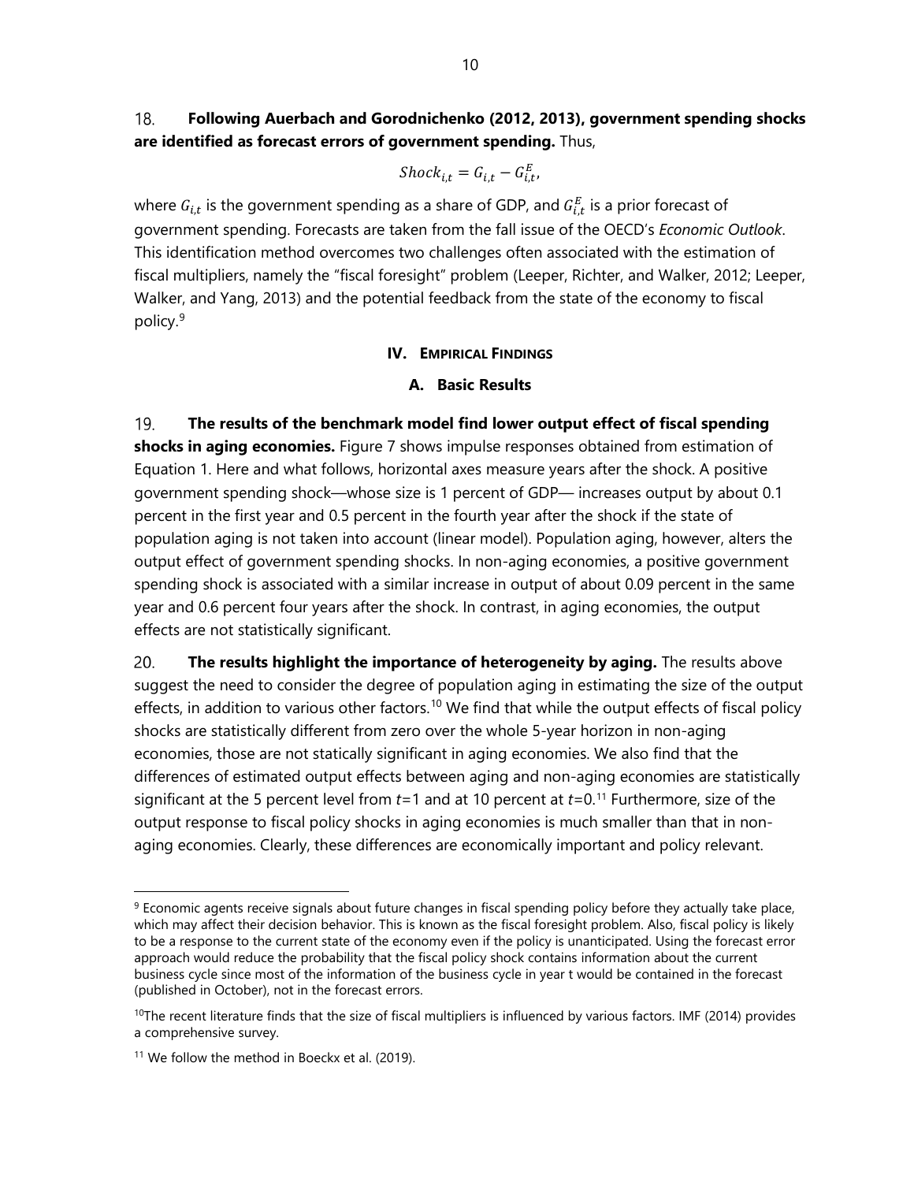18. **Following Auerbach and Gorodnichenko (2012, 2013), government spending shocks are identified as forecast errors of government spending.** Thus,

$$Shock_{i,t} = G_{i,t} - G_{i,t}^{E},$$

where $G_{i,t}$ is the government spending as a share of GDP, and $G_{i,t}^{E}$ is a prior forecast of government spending. Forecasts are taken from the fall issue of the OECD's *Economic Outlook*. This identification method overcomes two challenges often associated with the estimation of fiscal multipliers, namely the "fiscal foresight" problem (Leeper, Richter, and Walker, 2012; Leeper, Walker, and Yang, 2013) and the potential feedback from the state of the economy to fiscal policy.[9]

## IV. EMPIRICAL FINDINGS

### A. Basic Results

19. **The results of the benchmark model find lower output effect of fiscal spending shocks in aging economies.** Figure 7 shows impulse responses obtained from estimation of Equation 1. Here and what follows, horizontal axes measure years after the shock. A positive government spending shock—whose size is 1 percent of GDP— increases output by about 0.1 percent in the first year and 0.5 percent in the fourth year after the shock if the state of population aging is not taken into account (linear model). Population aging, however, alters the output effect of government spending shocks. In non-aging economies, a positive government spending shock is associated with a similar increase in output of about 0.09 percent in the same year and 0.6 percent four years after the shock. In contrast, in aging economies, the output effects are not statistically significant.

20. **The results highlight the importance of heterogeneity by aging.** The results above suggest the need to consider the degree of population aging in estimating the size of the output effects, in addition to various other factors.[10] We find that while the output effects of fiscal policy shocks are statistically different from zero over the whole 5-year horizon in non-aging economies, those are not statically significant in aging economies. We also find that the differences of estimated output effects between aging and non-aging economies are statistically significant at the 5 percent level from $t=1$ and at 10 percent at $t=0$.[11] Furthermore, size of the output response to fiscal policy shocks in aging economies is much smaller than that in non-aging economies. Clearly, these differences are economically important and policy relevant.

---

[9] Economic agents receive signals about future changes in fiscal spending policy before they actually take place, which may affect their decision behavior. This is known as the fiscal foresight problem. Also, fiscal policy is likely to be a response to the current state of the economy even if the policy is unanticipated. Using the forecast error approach would reduce the probability that the fiscal policy shock contains information about the current business cycle since most of the information of the business cycle in year t would be contained in the forecast (published in October), not in the forecast errors.

[10] The recent literature finds that the size of fiscal multipliers is influenced by various factors. IMF (2014) provides a comprehensive survey.

[11] We follow the method in Boeckx et al. (2019).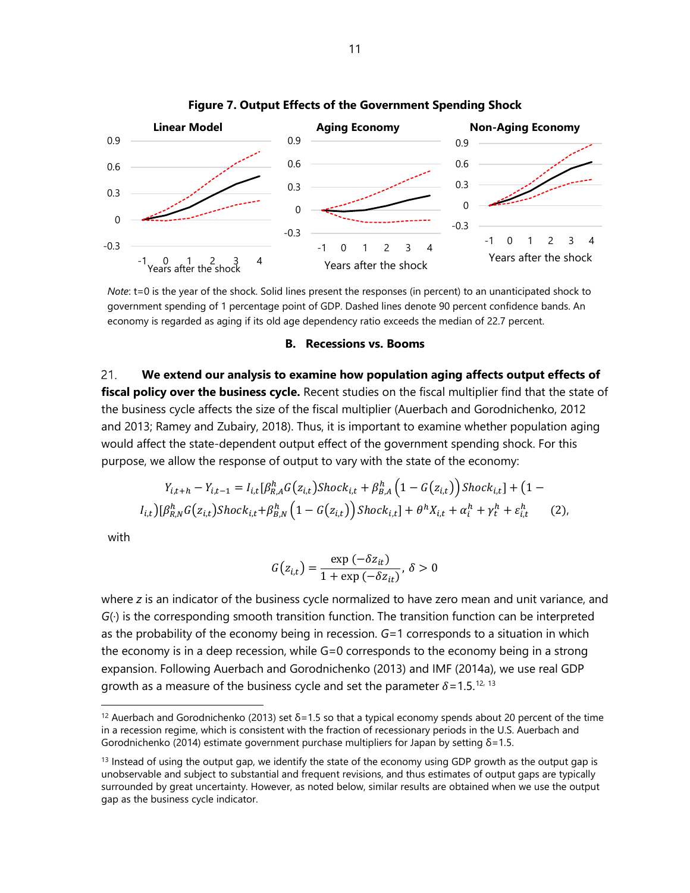**Figure 7. Output Effects of the Government Spending Shock**

*Note*: t=0 is the year of the shock. Solid lines present the responses (in percent) to an unanticipated shock to government spending of 1 percentage point of GDP. Dashed lines denote 90 percent confidence bands. An economy is regarded as aging if its old age dependency ratio exceeds the median of 22.7 percent.

## B. Recessions vs. Booms

21. **We extend our analysis to examine how population aging affects output effects of fiscal policy over the business cycle.** Recent studies on the fiscal multiplier find that the state of the business cycle affects the size of the fiscal multiplier (Auerbach and Gorodnichenko, 2012 and 2013; Ramey and Zubairy, 2018). Thus, it is important to examine whether population aging would affect the state-dependent output effect of the government spending shock. For this purpose, we allow the response of output to vary with the state of the economy:

$$Y_{i,t+h} - Y_{i,t-1} = I_{i,t}[\beta_{R,A}^{h} G(z_{i,t}) Shock_{i,t} + \beta_{B,A}^{h} \left(1 - G(z_{i,t})\right) Shock_{i,t}] + (1 - I_{i,t})[\beta_{R,N}^{h} G(z_{i,t}) Shock_{i,t} + \beta_{B,N}^{h} \left(1 - G(z_{i,t})\right) Shock_{i,t}] + \theta^{h} X_{i,t} + \alpha_{i}^{h} + \gamma_{t}^{h} + \varepsilon_{i,t}^{h} \quad (2),$$

with

$$G(z_{i,t}) = \frac{\exp(-\delta z_{it})}{1 + \exp(-\delta z_{it})}, \; \delta > 0$$

where $z$ is an indicator of the business cycle normalized to have zero mean and unit variance, and $G(\cdot)$ is the corresponding smooth transition function. The transition function can be interpreted as the probability of the economy being in recession. $G$=1 corresponds to a situation in which the economy is in a deep recession, while G=0 corresponds to the economy being in a strong expansion. Following Auerbach and Gorodnichenko (2013) and IMF (2014a), we use real GDP growth as a measure of the business cycle and set the parameter $\delta$=1.5.[12, 13]

[12] Auerbach and Gorodnichenko (2013) set δ=1.5 so that a typical economy spends about 20 percent of the time in a recession regime, which is consistent with the fraction of recessionary periods in the U.S. Auerbach and Gorodnichenko (2014) estimate government purchase multipliers for Japan by setting δ=1.5.

[13] Instead of using the output gap, we identify the state of the economy using GDP growth as the output gap is unobservable and subject to substantial and frequent revisions, and thus estimates of output gaps are typically surrounded by great uncertainty. However, as noted below, similar results are obtained when we use the output gap as the business cycle indicator.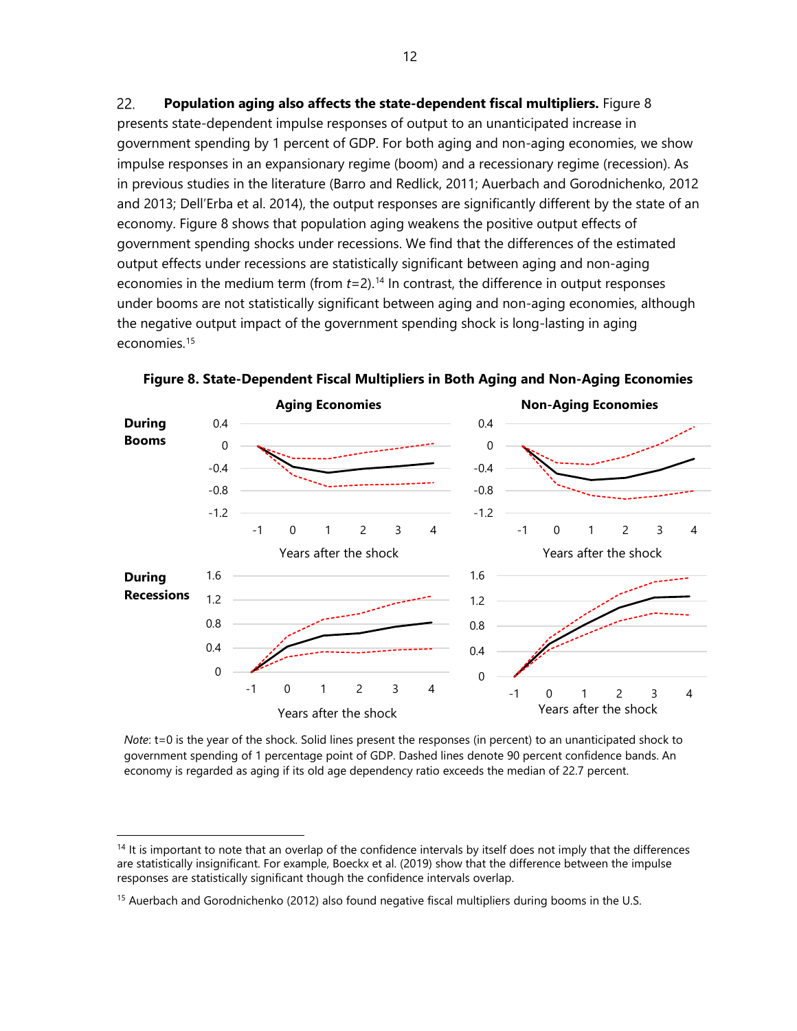22. **Population aging also affects the state-dependent fiscal multipliers.** Figure 8 presents state-dependent impulse responses of output to an unanticipated increase in government spending by 1 percent of GDP. For both aging and non-aging economies, we show impulse responses in an expansionary regime (boom) and a recessionary regime (recession). As in previous studies in the literature (Barro and Redlick, 2011; Auerbach and Gorodnichenko, 2012 and 2013; Dell'Erba et al. 2014), the output responses are significantly different by the state of an economy. Figure 8 shows that population aging weakens the positive output effects of government spending shocks under recessions. We find that the differences of the estimated output effects under recessions are statistically significant between aging and non-aging economies in the medium term (from $t$=2).[14] In contrast, the difference in output responses under booms are not statistically significant between aging and non-aging economies, although the negative output impact of the government spending shock is long-lasting in aging economies.[15]

**Figure 8. State-Dependent Fiscal Multipliers in Both Aging and Non-Aging Economies**

*Note*: t=0 is the year of the shock. Solid lines present the responses (in percent) to an unanticipated shock to government spending of 1 percentage point of GDP. Dashed lines denote 90 percent confidence bands. An economy is regarded as aging if its old age dependency ratio exceeds the median of 22.7 percent.

---

[14] It is important to note that an overlap of the confidence intervals by itself does not imply that the differences are statistically insignificant. For example, Boeckx et al. (2019) show that the difference between the impulse responses are statistically significant though the confidence intervals overlap.

[15] Auerbach and Gorodnichenko (2012) also found negative fiscal multipliers during booms in the U.S.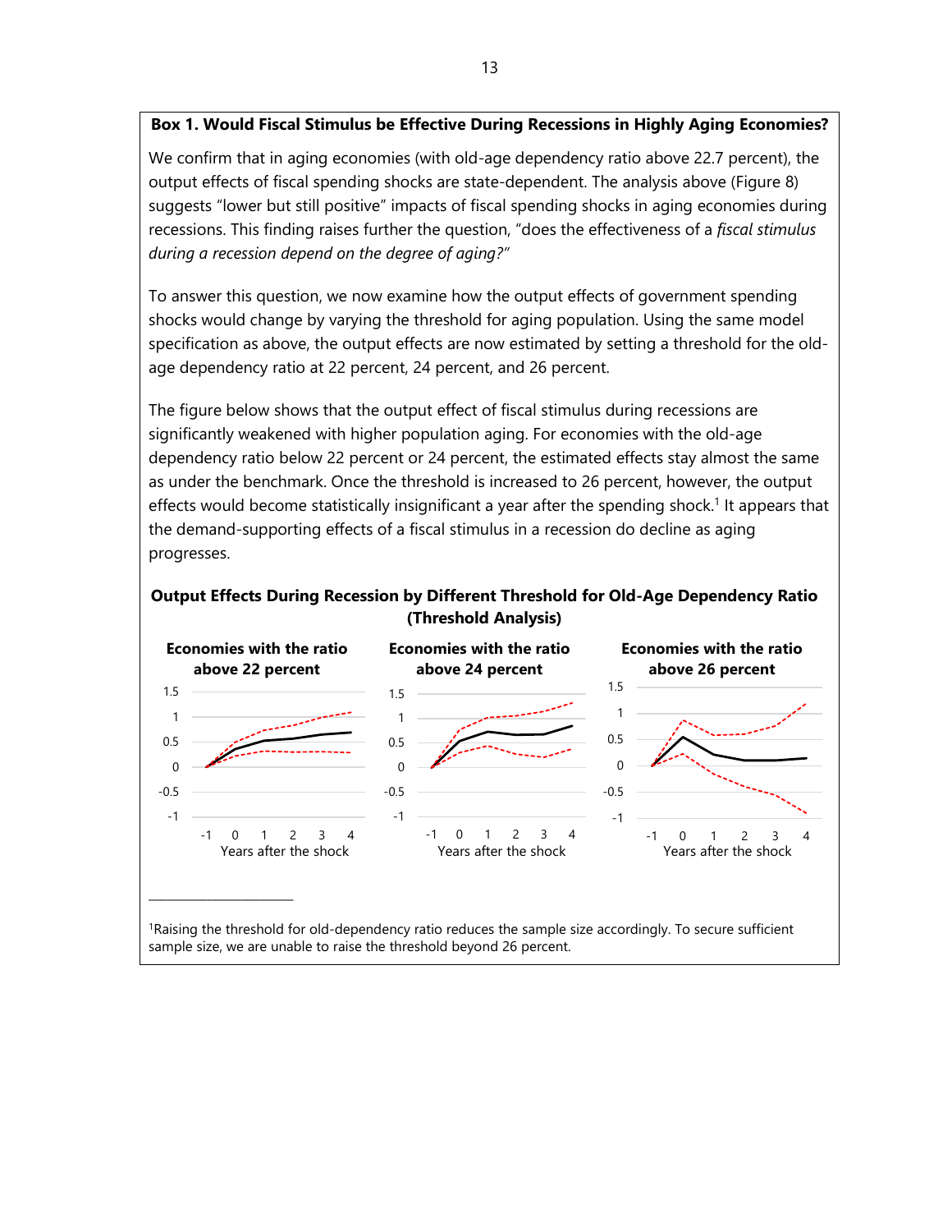### Box 1. Would Fiscal Stimulus be Effective During Recessions in Highly Aging Economies?

We confirm that in aging economies (with old-age dependency ratio above 22.7 percent), the output effects of fiscal spending shocks are state-dependent. The analysis above (Figure 8) suggests "lower but still positive" impacts of fiscal spending shocks in aging economies during recessions. This finding raises further the question, "does the effectiveness of a *fiscal stimulus during a recession depend on the degree of aging?*"

To answer this question, we now examine how the output effects of government spending shocks would change by varying the threshold for aging population. Using the same model specification as above, the output effects are now estimated by setting a threshold for the old-age dependency ratio at 22 percent, 24 percent, and 26 percent.

The figure below shows that the output effect of fiscal stimulus during recessions are significantly weakened with higher population aging. For economies with the old-age dependency ratio below 22 percent or 24 percent, the estimated effects stay almost the same as under the benchmark. Once the threshold is increased to 26 percent, however, the output effects would become statistically insignificant a year after the spending shock.[1] It appears that the demand-supporting effects of a fiscal stimulus in a recession do decline as aging progresses.

**Output Effects During Recession by Different Threshold for Old-Age Dependency Ratio (Threshold Analysis)**

**Economies with the ratio above 22 percent** | **Economies with the ratio above 24 percent** | **Economies with the ratio above 26 percent**

Years after the shock

---

[1]Raising the threshold for old-dependency ratio reduces the sample size accordingly. To secure sufficient sample size, we are unable to raise the threshold beyond 26 percent.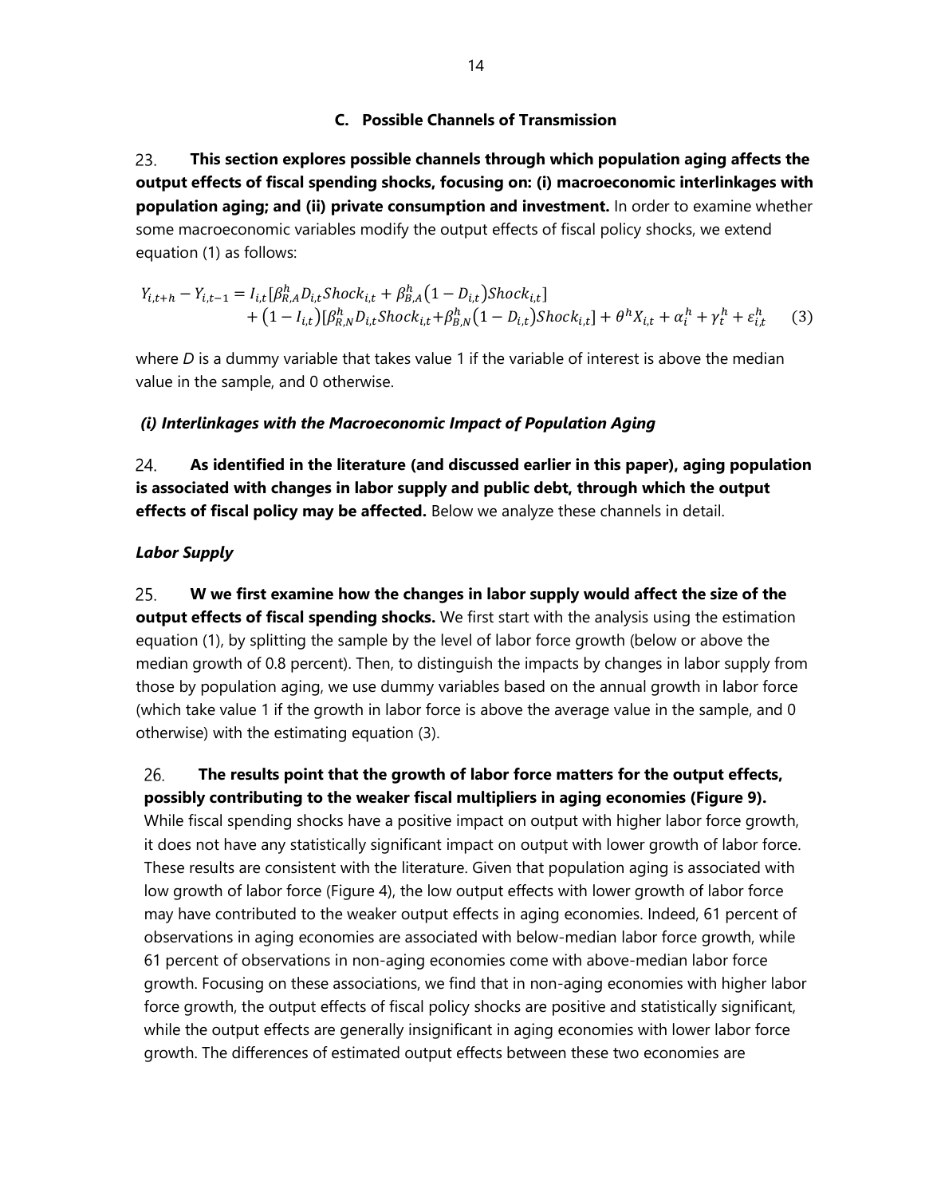### C. Possible Channels of Transmission

23. **This section explores possible channels through which population aging affects the output effects of fiscal spending shocks, focusing on: (i) macroeconomic interlinkages with population aging; and (ii) private consumption and investment.** In order to examine whether some macroeconomic variables modify the output effects of fiscal policy shocks, we extend equation (1) as follows:

$$Y_{i,t+h} - Y_{i,t-1} = I_{i,t}[\beta^h_{R,A} D_{i,t} Shock_{i,t} + \beta^h_{B,A}(1 - D_{i,t}) Shock_{i,t}] + (1 - I_{i,t})[\beta^h_{R,N} D_{i,t} Shock_{i,t} + \beta^h_{B,N}(1 - D_{i,t}) Shock_{i,t}] + \theta^h X_{i,t} + \alpha^h_i + \gamma^h_t + \varepsilon^h_{i,t} \quad (3)$$

where $D$ is a dummy variable that takes value 1 if the variable of interest is above the median value in the sample, and 0 otherwise.

#### *(i) Interlinkages with the Macroeconomic Impact of Population Aging*

24. **As identified in the literature (and discussed earlier in this paper), aging population is associated with changes in labor supply and public debt, through which the output effects of fiscal policy may be affected.** Below we analyze these channels in detail.

#### *Labor Supply*

25. **W we first examine how the changes in labor supply would affect the size of the output effects of fiscal spending shocks.** We first start with the analysis using the estimation equation (1), by splitting the sample by the level of labor force growth (below or above the median growth of 0.8 percent). Then, to distinguish the impacts by changes in labor supply from those by population aging, we use dummy variables based on the annual growth in labor force (which take value 1 if the growth in labor force is above the average value in the sample, and 0 otherwise) with the estimating equation (3).

26. **The results point that the growth of labor force matters for the output effects, possibly contributing to the weaker fiscal multipliers in aging economies (Figure 9).** While fiscal spending shocks have a positive impact on output with higher labor force growth, it does not have any statistically significant impact on output with lower growth of labor force. These results are consistent with the literature. Given that population aging is associated with low growth of labor force (Figure 4), the low output effects with lower growth of labor force may have contributed to the weaker output effects in aging economies. Indeed, 61 percent of observations in aging economies are associated with below-median labor force growth, while 61 percent of observations in non-aging economies come with above-median labor force growth. Focusing on these associations, we find that in non-aging economies with higher labor force growth, the output effects of fiscal policy shocks are positive and statistically significant, while the output effects are generally insignificant in aging economies with lower labor force growth. The differences of estimated output effects between these two economies are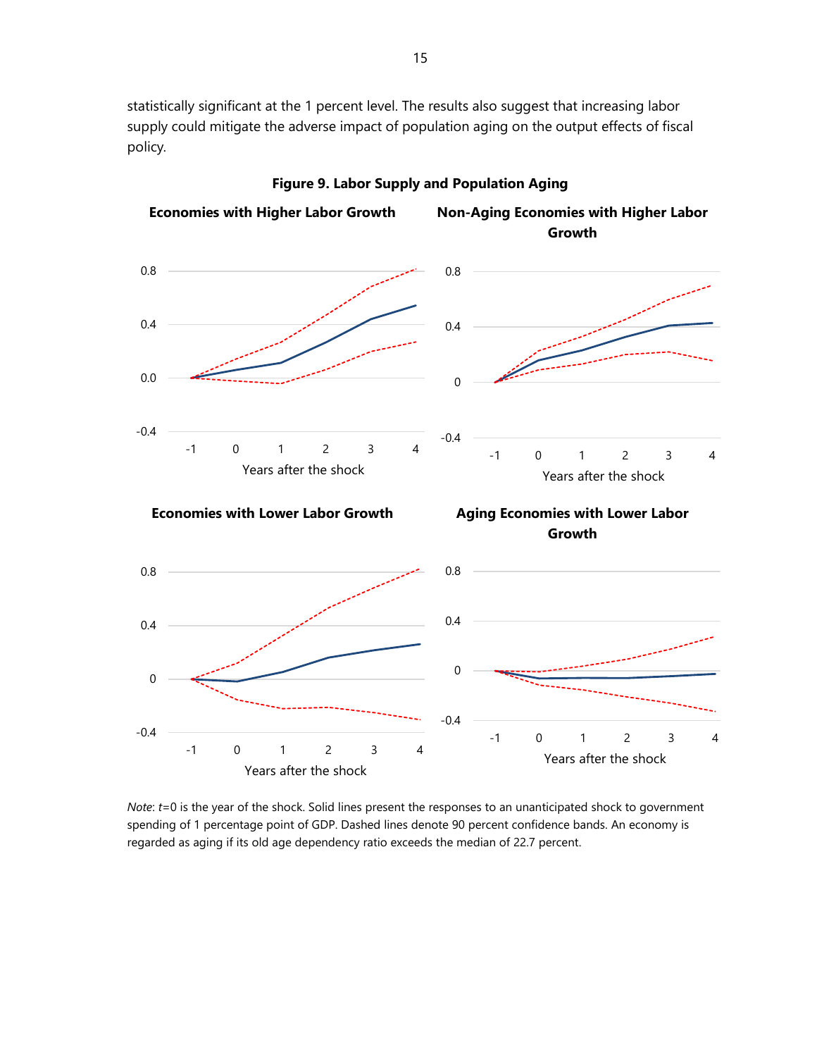statistically significant at the 1 percent level. The results also suggest that increasing labor supply could mitigate the adverse impact of population aging on the output effects of fiscal policy.

**Figure 9. Labor Supply and Population Aging**

**Economies with Higher Labor Growth**

**Non-Aging Economies with Higher Labor Growth**

**Economies with Lower Labor Growth**

**Aging Economies with Lower Labor Growth**

*Note*: $t$=0 is the year of the shock. Solid lines present the responses to an unanticipated shock to government spending of 1 percentage point of GDP. Dashed lines denote 90 percent confidence bands. An economy is regarded as aging if its old age dependency ratio exceeds the median of 22.7 percent.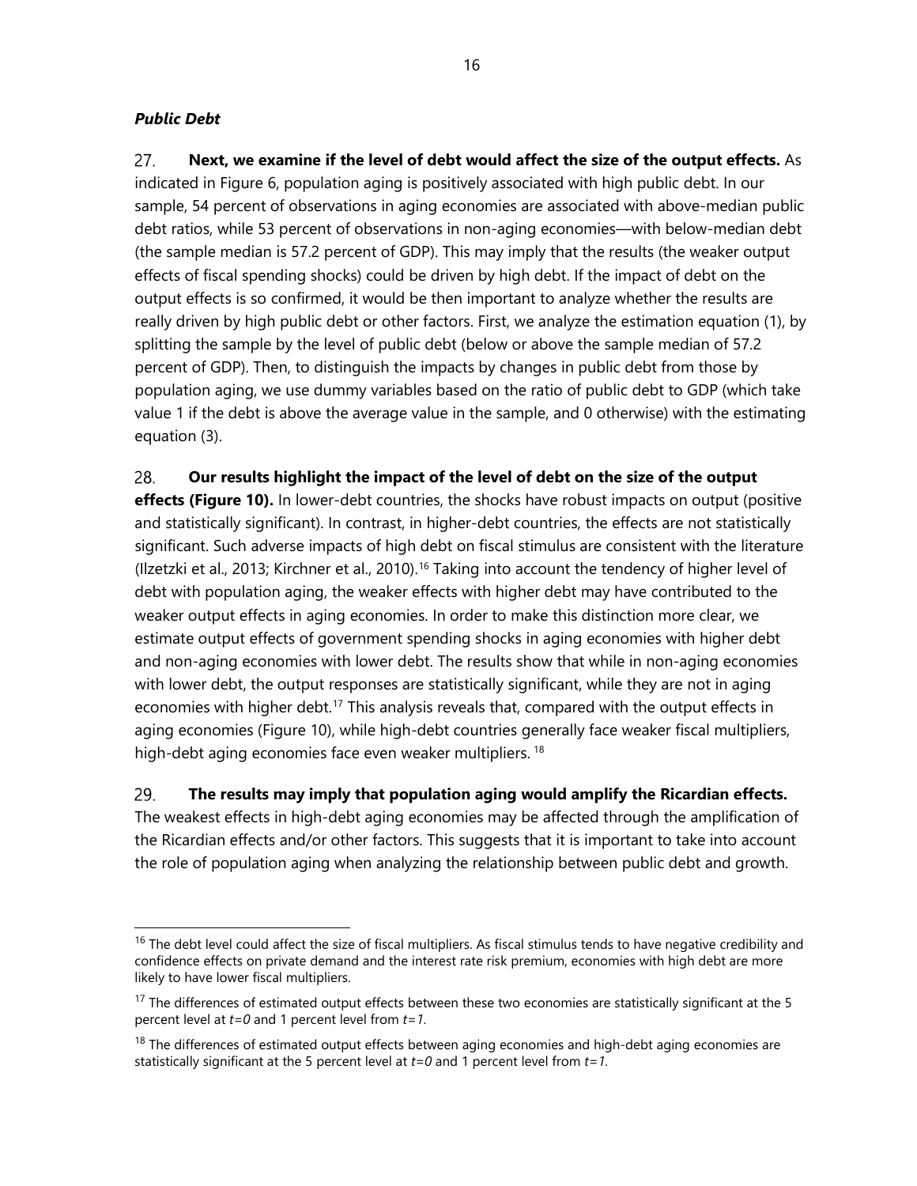### *Public Debt*

27. **Next, we examine if the level of debt would affect the size of the output effects.** As indicated in Figure 6, population aging is positively associated with high public debt. In our sample, 54 percent of observations in aging economies are associated with above-median public debt ratios, while 53 percent of observations in non-aging economies—with below-median debt (the sample median is 57.2 percent of GDP). This may imply that the results (the weaker output effects of fiscal spending shocks) could be driven by high debt. If the impact of debt on the output effects is so confirmed, it would be then important to analyze whether the results are really driven by high public debt or other factors. First, we analyze the estimation equation (1), by splitting the sample by the level of public debt (below or above the sample median of 57.2 percent of GDP). Then, to distinguish the impacts by changes in public debt from those by population aging, we use dummy variables based on the ratio of public debt to GDP (which take value 1 if the debt is above the average value in the sample, and 0 otherwise) with the estimating equation (3).

28. **Our results highlight the impact of the level of debt on the size of the output effects (Figure 10).** In lower-debt countries, the shocks have robust impacts on output (positive and statistically significant). In contrast, in higher-debt countries, the effects are not statistically significant. Such adverse impacts of high debt on fiscal stimulus are consistent with the literature (Ilzetzki et al., 2013; Kirchner et al., 2010).[16] Taking into account the tendency of higher level of debt with population aging, the weaker effects with higher debt may have contributed to the weaker output effects in aging economies. In order to make this distinction more clear, we estimate output effects of government spending shocks in aging economies with higher debt and non-aging economies with lower debt. The results show that while in non-aging economies with lower debt, the output responses are statistically significant, while they are not in aging economies with higher debt.[17] This analysis reveals that, compared with the output effects in aging economies (Figure 10), while high-debt countries generally face weaker fiscal multipliers, high-debt aging economies face even weaker multipliers.[18]

29. **The results may imply that population aging would amplify the Ricardian effects.** The weakest effects in high-debt aging economies may be affected through the amplification of the Ricardian effects and/or other factors. This suggests that it is important to take into account the role of population aging when analyzing the relationship between public debt and growth.

---

[16] The debt level could affect the size of fiscal multipliers. As fiscal stimulus tends to have negative credibility and confidence effects on private demand and the interest rate risk premium, economies with high debt are more likely to have lower fiscal multipliers.

[17] The differences of estimated output effects between these two economies are statistically significant at the 5 percent level at $t=0$ and 1 percent level from $t=1$.

[18] The differences of estimated output effects between aging economies and high-debt aging economies are statistically significant at the 5 percent level at $t=0$ and 1 percent level from $t=1$.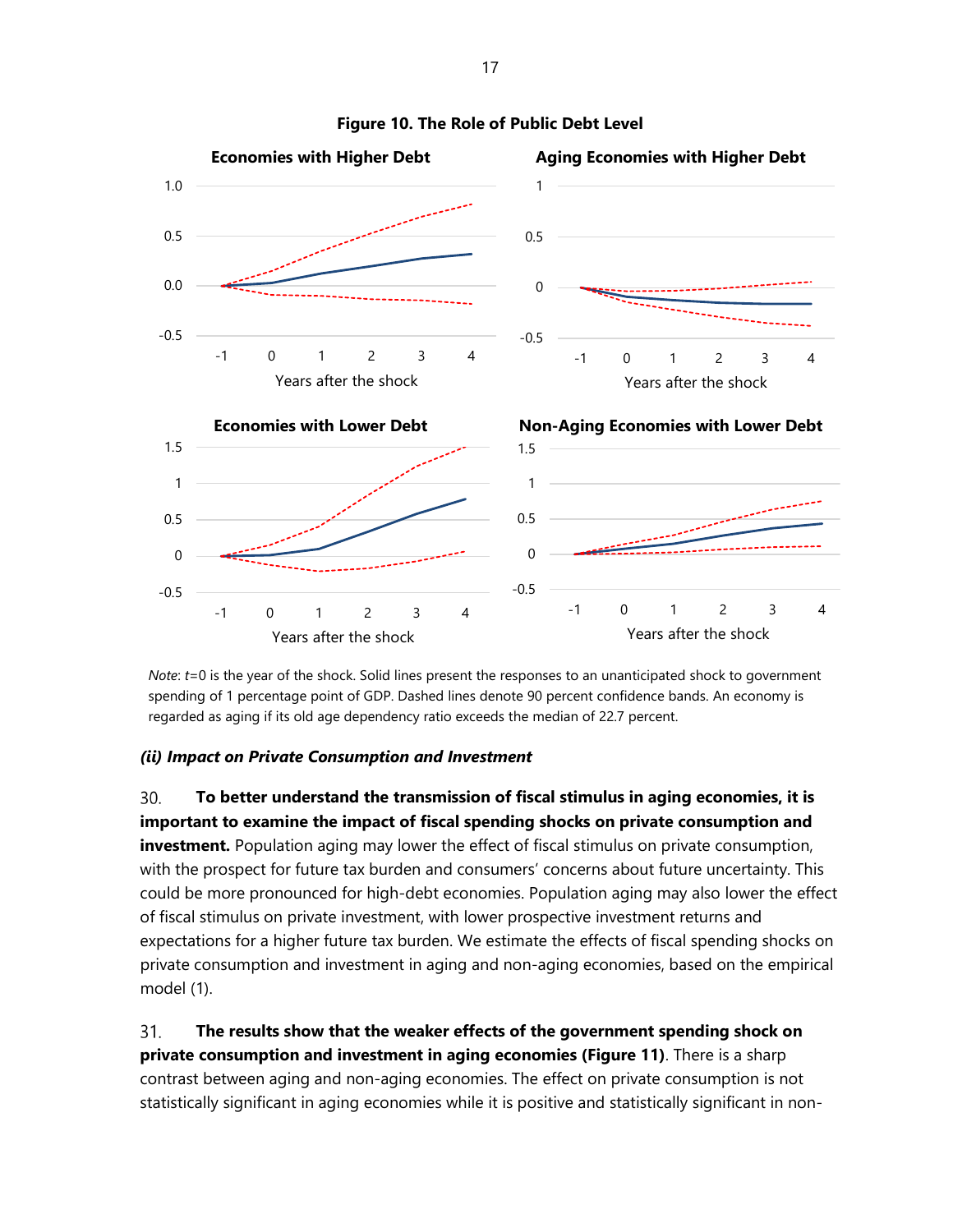**Figure 10. The Role of Public Debt Level**

Note: $t$=0 is the year of the shock. Solid lines present the responses to an unanticipated shock to government spending of 1 percentage point of GDP. Dashed lines denote 90 percent confidence bands. An economy is regarded as aging if its old age dependency ratio exceeds the median of 22.7 percent.

***(ii) Impact on Private Consumption and Investment***

30. **To better understand the transmission of fiscal stimulus in aging economies, it is important to examine the impact of fiscal spending shocks on private consumption and investment.** Population aging may lower the effect of fiscal stimulus on private consumption, with the prospect for future tax burden and consumers' concerns about future uncertainty. This could be more pronounced for high-debt economies. Population aging may also lower the effect of fiscal stimulus on private investment, with lower prospective investment returns and expectations for a higher future tax burden. We estimate the effects of fiscal spending shocks on private consumption and investment in aging and non-aging economies, based on the empirical model (1).

31. **The results show that the weaker effects of the government spending shock on private consumption and investment in aging economies (Figure 11)**. There is a sharp contrast between aging and non-aging economies. The effect on private consumption is not statistically significant in aging economies while it is positive and statistically significant in non-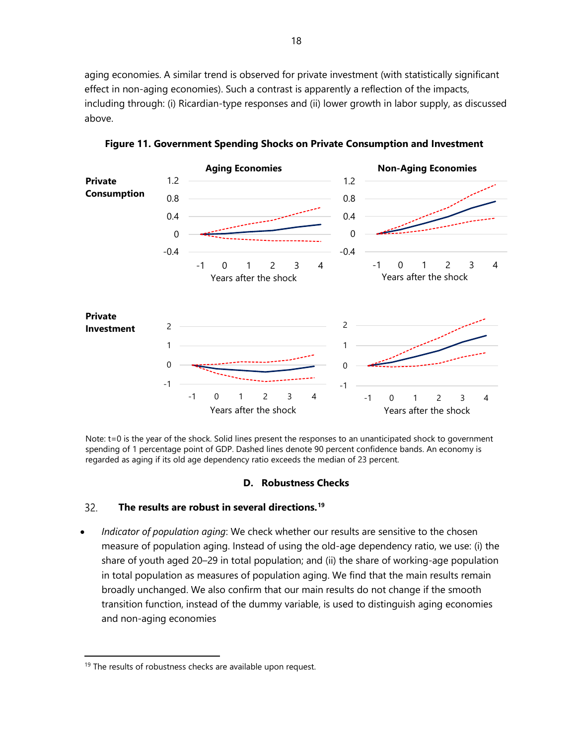aging economies. A similar trend is observed for private investment (with statistically significant effect in non-aging economies). Such a contrast is apparently a reflection of the impacts, including through: (i) Ricardian-type responses and (ii) lower growth in labor supply, as discussed above.

**Figure 11. Government Spending Shocks on Private Consumption and Investment**

Note: t=0 is the year of the shock. Solid lines present the responses to an unanticipated shock to government spending of 1 percentage point of GDP. Dashed lines denote 90 percent confidence bands. An economy is regarded as aging if its old age dependency ratio exceeds the median of 23 percent.

### D. Robustness Checks

32. **The results are robust in several directions.**[19]

- *Indicator of population aging*: We check whether our results are sensitive to the chosen measure of population aging. Instead of using the old-age dependency ratio, we use: (i) the share of youth aged 20–29 in total population; and (ii) the share of working-age population in total population as measures of population aging. We find that the main results remain broadly unchanged. We also confirm that our main results do not change if the smooth transition function, instead of the dummy variable, is used to distinguish aging economies and non-aging economies

[19] The results of robustness checks are available upon request.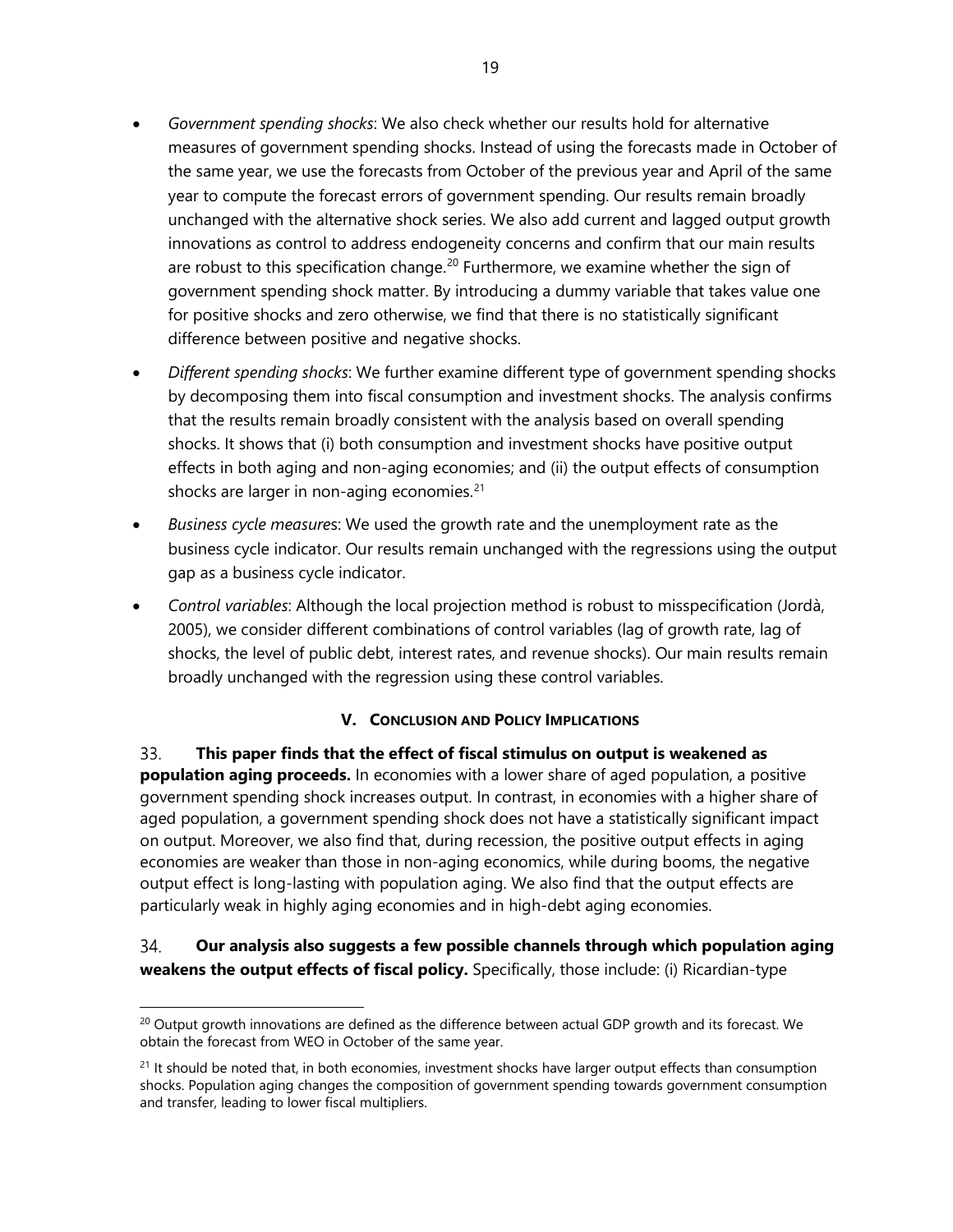- *Government spending shocks*: We also check whether our results hold for alternative measures of government spending shocks. Instead of using the forecasts made in October of the same year, we use the forecasts from October of the previous year and April of the same year to compute the forecast errors of government spending. Our results remain broadly unchanged with the alternative shock series. We also add current and lagged output growth innovations as control to address endogeneity concerns and confirm that our main results are robust to this specification change.[20] Furthermore, we examine whether the sign of government spending shock matter. By introducing a dummy variable that takes value one for positive shocks and zero otherwise, we find that there is no statistically significant difference between positive and negative shocks.

- *Different spending shocks*: We further examine different type of government spending shocks by decomposing them into fiscal consumption and investment shocks. The analysis confirms that the results remain broadly consistent with the analysis based on overall spending shocks. It shows that (i) both consumption and investment shocks have positive output effects in both aging and non-aging economies; and (ii) the output effects of consumption shocks are larger in non-aging economies.[21]

- *Business cycle measures*: We used the growth rate and the unemployment rate as the business cycle indicator. Our results remain unchanged with the regressions using the output gap as a business cycle indicator.

- *Control variables*: Although the local projection method is robust to misspecification (Jordà, 2005), we consider different combinations of control variables (lag of growth rate, lag of shocks, the level of public debt, interest rates, and revenue shocks). Our main results remain broadly unchanged with the regression using these control variables.

## V. CONCLUSION AND POLICY IMPLICATIONS

33. **This paper finds that the effect of fiscal stimulus on output is weakened as population aging proceeds.** In economies with a lower share of aged population, a positive government spending shock increases output. In contrast, in economies with a higher share of aged population, a government spending shock does not have a statistically significant impact on output. Moreover, we also find that, during recession, the positive output effects in aging economies are weaker than those in non-aging economics, while during booms, the negative output effect is long-lasting with population aging. We also find that the output effects are particularly weak in highly aging economies and in high-debt aging economies.

34. **Our analysis also suggests a few possible channels through which population aging weakens the output effects of fiscal policy.** Specifically, those include: (i) Ricardian-type

---

[20] Output growth innovations are defined as the difference between actual GDP growth and its forecast. We obtain the forecast from WEO in October of the same year.

[21] It should be noted that, in both economies, investment shocks have larger output effects than consumption shocks. Population aging changes the composition of government spending towards government consumption and transfer, leading to lower fiscal multipliers.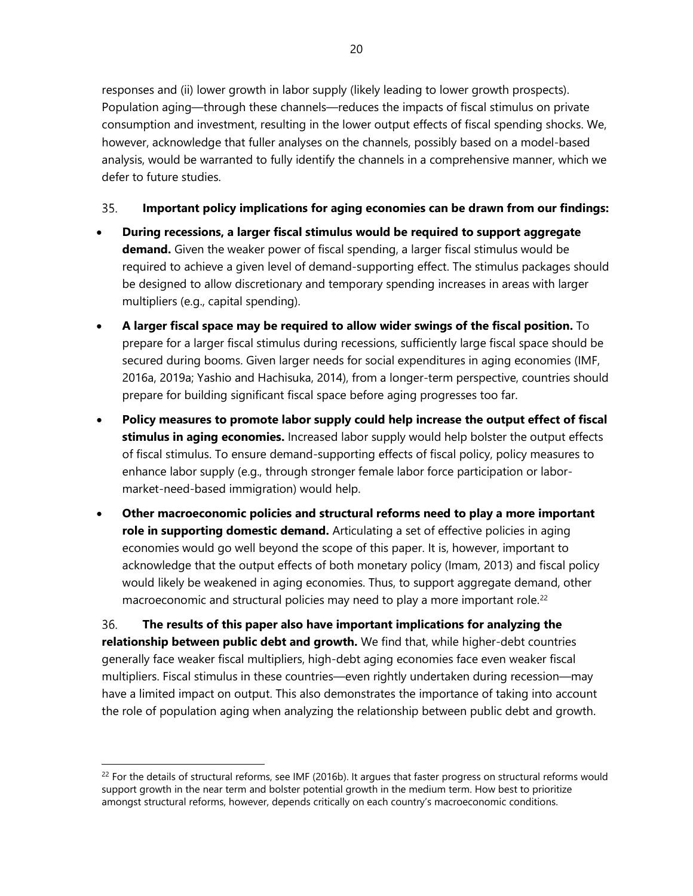responses and (ii) lower growth in labor supply (likely leading to lower growth prospects). Population aging—through these channels—reduces the impacts of fiscal stimulus on private consumption and investment, resulting in the lower output effects of fiscal spending shocks. We, however, acknowledge that fuller analyses on the channels, possibly based on a model-based analysis, would be warranted to fully identify the channels in a comprehensive manner, which we defer to future studies.

35. **Important policy implications for aging economies can be drawn from our findings:**

- **During recessions, a larger fiscal stimulus would be required to support aggregate demand.** Given the weaker power of fiscal spending, a larger fiscal stimulus would be required to achieve a given level of demand-supporting effect. The stimulus packages should be designed to allow discretionary and temporary spending increases in areas with larger multipliers (e.g., capital spending).
- **A larger fiscal space may be required to allow wider swings of the fiscal position.** To prepare for a larger fiscal stimulus during recessions, sufficiently large fiscal space should be secured during booms. Given larger needs for social expenditures in aging economies (IMF, 2016a, 2019a; Yashio and Hachisuka, 2014), from a longer-term perspective, countries should prepare for building significant fiscal space before aging progresses too far.
- **Policy measures to promote labor supply could help increase the output effect of fiscal stimulus in aging economies.** Increased labor supply would help bolster the output effects of fiscal stimulus. To ensure demand-supporting effects of fiscal policy, policy measures to enhance labor supply (e.g., through stronger female labor force participation or labor-market-need-based immigration) would help.
- **Other macroeconomic policies and structural reforms need to play a more important role in supporting domestic demand.** Articulating a set of effective policies in aging economies would go well beyond the scope of this paper. It is, however, important to acknowledge that the output effects of both monetary policy (Imam, 2013) and fiscal policy would likely be weakened in aging economies. Thus, to support aggregate demand, other macroeconomic and structural policies may need to play a more important role.[22]

36. **The results of this paper also have important implications for analyzing the relationship between public debt and growth.** We find that, while higher-debt countries generally face weaker fiscal multipliers, high-debt aging economies face even weaker fiscal multipliers. Fiscal stimulus in these countries—even rightly undertaken during recession—may have a limited impact on output. This also demonstrates the importance of taking into account the role of population aging when analyzing the relationship between public debt and growth.

---

[22] For the details of structural reforms, see IMF (2016b). It argues that faster progress on structural reforms would support growth in the near term and bolster potential growth in the medium term. How best to prioritize amongst structural reforms, however, depends critically on each country's macroeconomic conditions.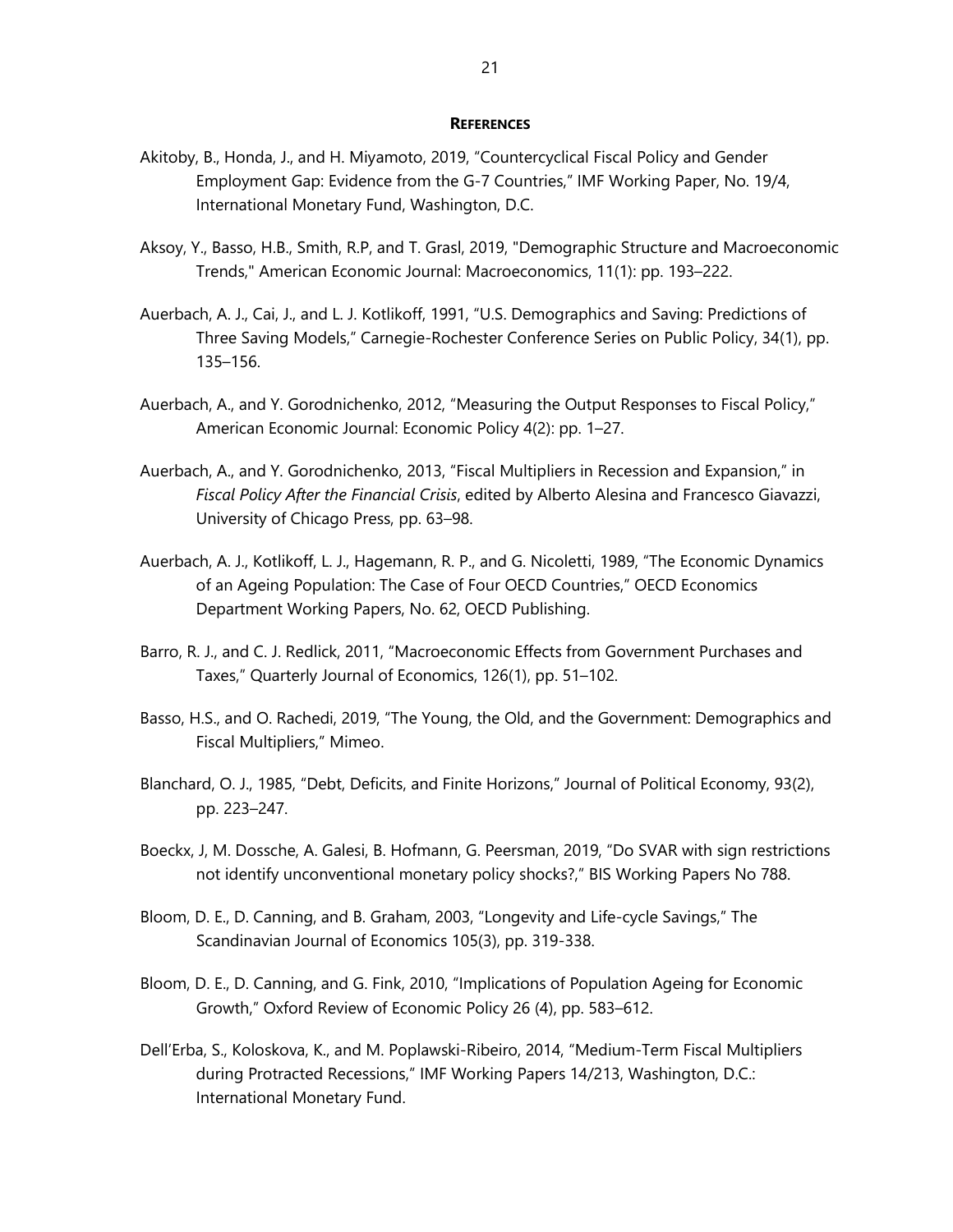## REFERENCES

Akitoby, B., Honda, J., and H. Miyamoto, 2019, "Countercyclical Fiscal Policy and Gender Employment Gap: Evidence from the G-7 Countries," IMF Working Paper, No. 19/4, International Monetary Fund, Washington, D.C.

Aksoy, Y., Basso, H.B., Smith, R.P, and T. Grasl, 2019, "Demographic Structure and Macroeconomic Trends," American Economic Journal: Macroeconomics, 11(1): pp. 193–222.

Auerbach, A. J., Cai, J., and L. J. Kotlikoff, 1991, "U.S. Demographics and Saving: Predictions of Three Saving Models," Carnegie-Rochester Conference Series on Public Policy, 34(1), pp. 135–156.

Auerbach, A., and Y. Gorodnichenko, 2012, "Measuring the Output Responses to Fiscal Policy," American Economic Journal: Economic Policy 4(2): pp. 1–27.

Auerbach, A., and Y. Gorodnichenko, 2013, "Fiscal Multipliers in Recession and Expansion," in *Fiscal Policy After the Financial Crisis*, edited by Alberto Alesina and Francesco Giavazzi, University of Chicago Press, pp. 63–98.

Auerbach, A. J., Kotlikoff, L. J., Hagemann, R. P., and G. Nicoletti, 1989, "The Economic Dynamics of an Ageing Population: The Case of Four OECD Countries," OECD Economics Department Working Papers, No. 62, OECD Publishing.

Barro, R. J., and C. J. Redlick, 2011, "Macroeconomic Effects from Government Purchases and Taxes," Quarterly Journal of Economics, 126(1), pp. 51–102.

Basso, H.S., and O. Rachedi, 2019, "The Young, the Old, and the Government: Demographics and Fiscal Multipliers," Mimeo.

Blanchard, O. J., 1985, "Debt, Deficits, and Finite Horizons," Journal of Political Economy, 93(2), pp. 223–247.

Boeckx, J, M. Dossche, A. Galesi, B. Hofmann, G. Peersman, 2019, "Do SVAR with sign restrictions not identify unconventional monetary policy shocks?," BIS Working Papers No 788.

Bloom, D. E., D. Canning, and B. Graham, 2003, "Longevity and Life-cycle Savings," The Scandinavian Journal of Economics 105(3), pp. 319-338.

Bloom, D. E., D. Canning, and G. Fink, 2010, "Implications of Population Ageing for Economic Growth," Oxford Review of Economic Policy 26 (4), pp. 583–612.

Dell'Erba, S., Koloskova, K., and M. Poplawski-Ribeiro, 2014, "Medium-Term Fiscal Multipliers during Protracted Recessions," IMF Working Papers 14/213, Washington, D.C.: International Monetary Fund.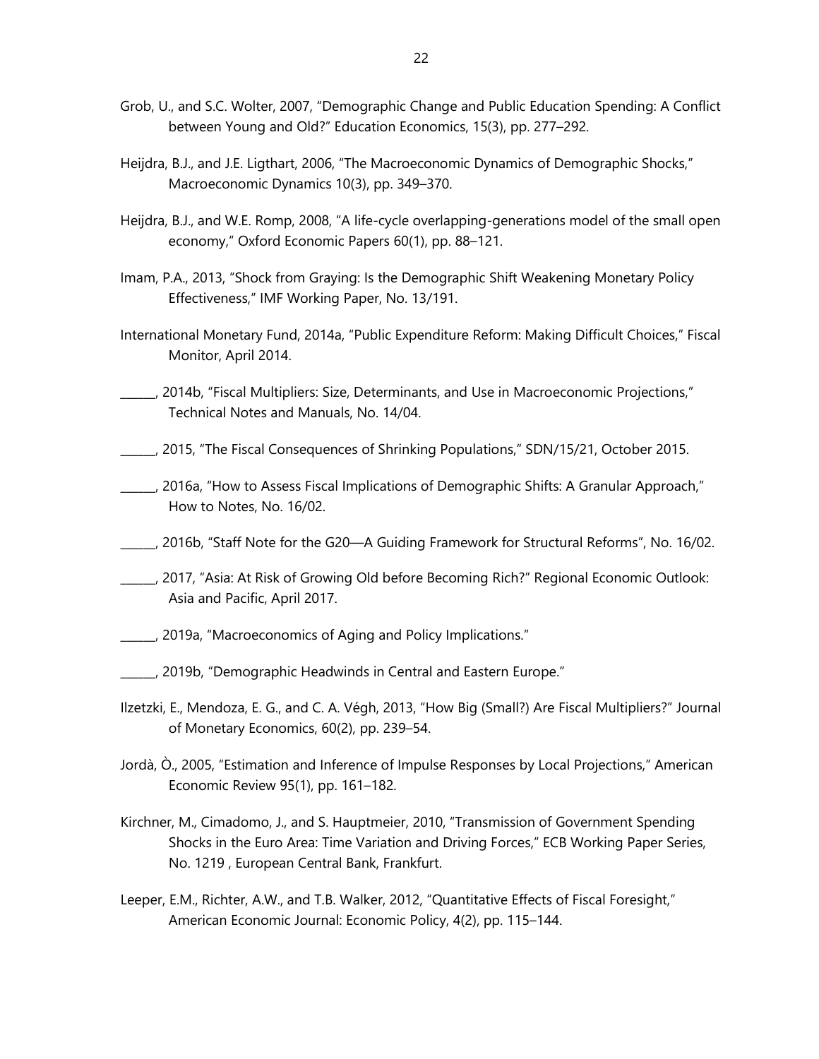Grob, U., and S.C. Wolter, 2007, "Demographic Change and Public Education Spending: A Conflict between Young and Old?" Education Economics, 15(3), pp. 277–292.

Heijdra, B.J., and J.E. Ligthart, 2006, "The Macroeconomic Dynamics of Demographic Shocks," Macroeconomic Dynamics 10(3), pp. 349–370.

Heijdra, B.J., and W.E. Romp, 2008, "A life-cycle overlapping-generations model of the small open economy," Oxford Economic Papers 60(1), pp. 88–121.

Imam, P.A., 2013, "Shock from Graying: Is the Demographic Shift Weakening Monetary Policy Effectiveness," IMF Working Paper, No. 13/191.

International Monetary Fund, 2014a, "Public Expenditure Reform: Making Difficult Choices," Fiscal Monitor, April 2014.

______, 2014b, "Fiscal Multipliers: Size, Determinants, and Use in Macroeconomic Projections," Technical Notes and Manuals, No. 14/04.

______, 2015, "The Fiscal Consequences of Shrinking Populations," SDN/15/21, October 2015.

______, 2016a, "How to Assess Fiscal Implications of Demographic Shifts: A Granular Approach," How to Notes, No. 16/02.

______, 2016b, "Staff Note for the G20—A Guiding Framework for Structural Reforms", No. 16/02.

______, 2017, "Asia: At Risk of Growing Old before Becoming Rich?" Regional Economic Outlook: Asia and Pacific, April 2017.

______, 2019a, "Macroeconomics of Aging and Policy Implications."

______, 2019b, "Demographic Headwinds in Central and Eastern Europe."

Ilzetzki, E., Mendoza, E. G., and C. A. Végh, 2013, "How Big (Small?) Are Fiscal Multipliers?" Journal of Monetary Economics, 60(2), pp. 239–54.

Jordà, Ò., 2005, "Estimation and Inference of Impulse Responses by Local Projections," American Economic Review 95(1), pp. 161–182.

Kirchner, M., Cimadomo, J., and S. Hauptmeier, 2010, "Transmission of Government Spending Shocks in the Euro Area: Time Variation and Driving Forces," ECB Working Paper Series, No. 1219 , European Central Bank, Frankfurt.

Leeper, E.M., Richter, A.W., and T.B. Walker, 2012, "Quantitative Effects of Fiscal Foresight," American Economic Journal: Economic Policy, 4(2), pp. 115–144.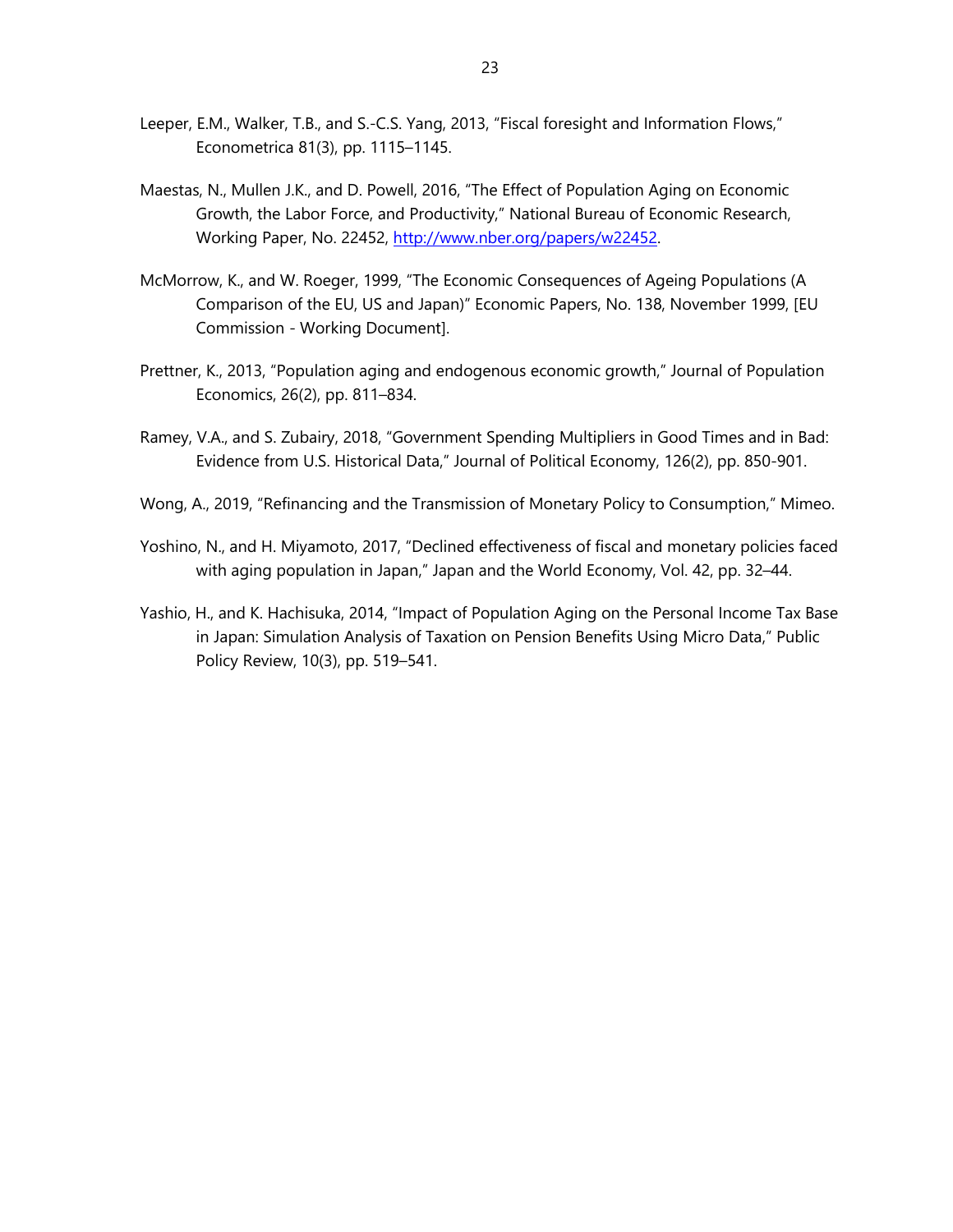Leeper, E.M., Walker, T.B., and S.-C.S. Yang, 2013, "Fiscal foresight and Information Flows," Econometrica 81(3), pp. 1115–1145.

Maestas, N., Mullen J.K., and D. Powell, 2016, "The Effect of Population Aging on Economic Growth, the Labor Force, and Productivity," National Bureau of Economic Research, Working Paper, No. 22452, http://www.nber.org/papers/w22452.

McMorrow, K., and W. Roeger, 1999, "The Economic Consequences of Ageing Populations (A Comparison of the EU, US and Japan)" Economic Papers, No. 138, November 1999, [EU Commission - Working Document].

Prettner, K., 2013, "Population aging and endogenous economic growth," Journal of Population Economics, 26(2), pp. 811–834.

Ramey, V.A., and S. Zubairy, 2018, "Government Spending Multipliers in Good Times and in Bad: Evidence from U.S. Historical Data," Journal of Political Economy, 126(2), pp. 850-901.

Wong, A., 2019, "Refinancing and the Transmission of Monetary Policy to Consumption," Mimeo.

Yoshino, N., and H. Miyamoto, 2017, "Declined effectiveness of fiscal and monetary policies faced with aging population in Japan," Japan and the World Economy, Vol. 42, pp. 32–44.

Yashio, H., and K. Hachisuka, 2014, "Impact of Population Aging on the Personal Income Tax Base in Japan: Simulation Analysis of Taxation on Pension Benefits Using Micro Data," Public Policy Review, 10(3), pp. 519–541.